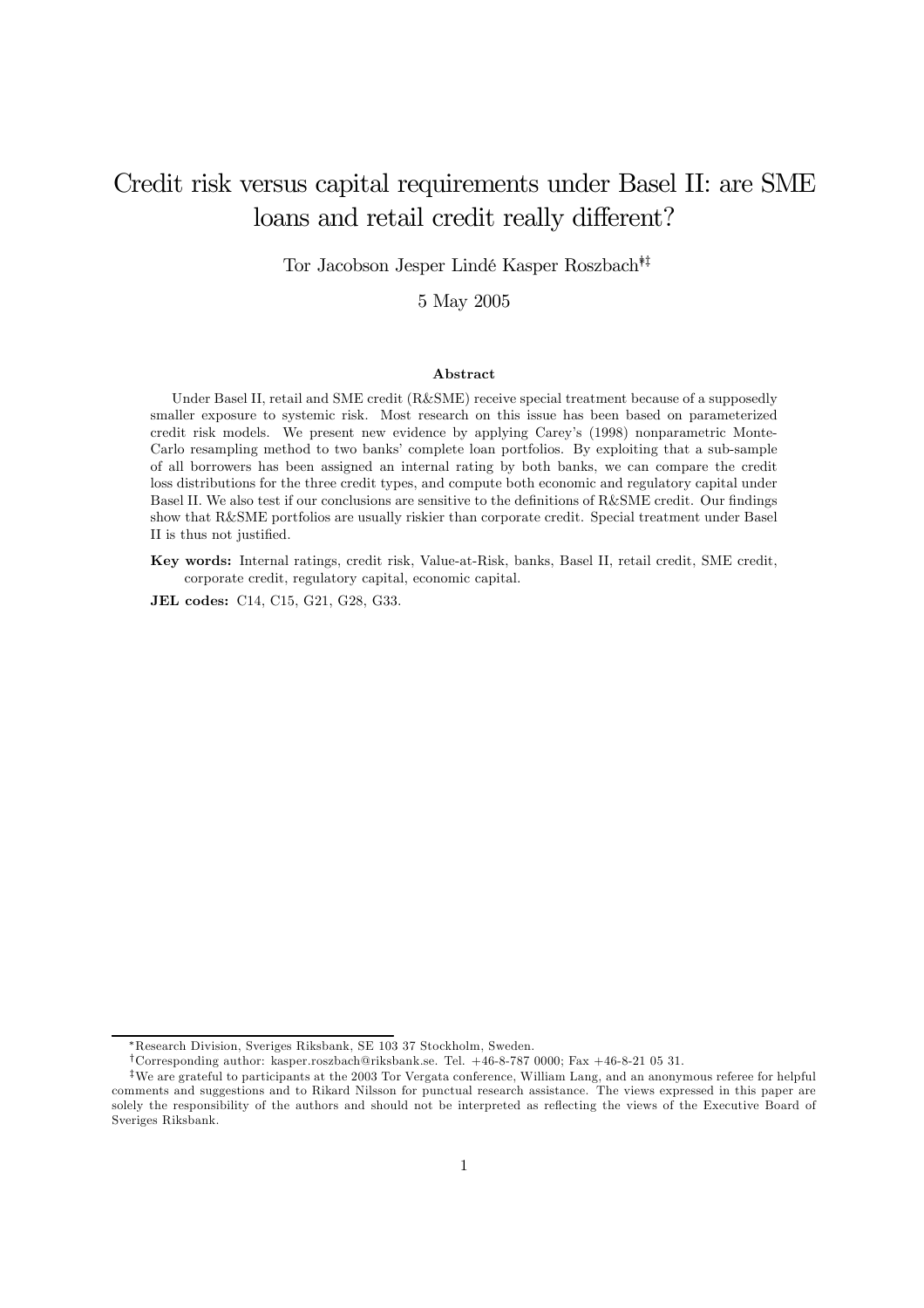# Credit risk versus capital requirements under Basel II: are SME loans and retail credit really different?

Tor Jacobson Jesper Lindé Kasper Roszbach[*†‡]

5 May 2005

**Abstract**

Under Basel II, retail and SME credit (R&SME) receive special treatment because of a supposedly smaller exposure to systemic risk. Most research on this issue has been based on parameterized credit risk models. We present new evidence by applying Carey's (1998) nonparametric Monte-Carlo resampling method to two banks' complete loan portfolios. By exploiting that a sub-sample of all borrowers has been assigned an internal rating by both banks, we can compare the credit loss distributions for the three credit types, and compute both economic and regulatory capital under Basel II. We also test if our conclusions are sensitive to the definitions of R&SME credit. Our findings show that R&SME portfolios are usually riskier than corporate credit. Special treatment under Basel II is thus not justified.

**Key words:** Internal ratings, credit risk, Value-at-Risk, banks, Basel II, retail credit, SME credit, corporate credit, regulatory capital, economic capital.

**JEL codes:** C14, C15, G21, G28, G33.

---

[*] Research Division, Sveriges Riksbank, SE 103 37 Stockholm, Sweden.

[†] Corresponding author: kasper.roszbach@riksbank.se. Tel. +46-8-787 0000; Fax +46-8-21 05 31.

[‡] We are grateful to participants at the 2003 Tor Vergata conference, William Lang, and an anonymous referee for helpful comments and suggestions and to Rikard Nilsson for punctual research assistance. The views expressed in this paper are solely the responsibility of the authors and should not be interpreted as reflecting the views of the Executive Board of Sveriges Riksbank.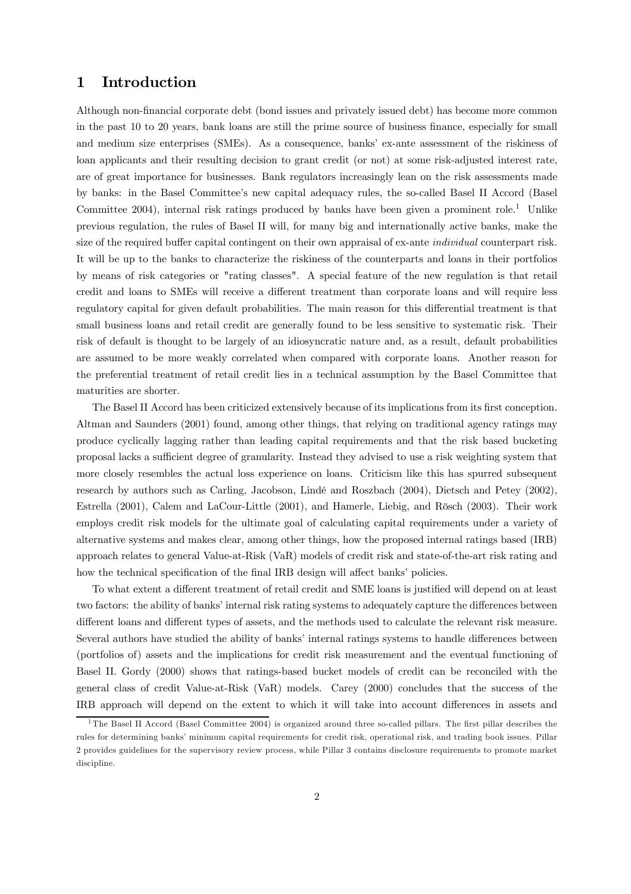# 1 Introduction

Although non-financial corporate debt (bond issues and privately issued debt) has become more common in the past 10 to 20 years, bank loans are still the prime source of business finance, especially for small and medium size enterprises (SMEs). As a consequence, banks' ex-ante assessment of the riskiness of loan applicants and their resulting decision to grant credit (or not) at some risk-adjusted interest rate, are of great importance for businesses. Bank regulators increasingly lean on the risk assessments made by banks: in the Basel Committee's new capital adequacy rules, the so-called Basel II Accord (Basel Committee 2004), internal risk ratings produced by banks have been given a prominent role.[1] Unlike previous regulation, the rules of Basel II will, for many big and internationally active banks, make the size of the required buffer capital contingent on their own appraisal of ex-ante *individual* counterpart risk. It will be up to the banks to characterize the riskiness of the counterparts and loans in their portfolios by means of risk categories or "rating classes". A special feature of the new regulation is that retail credit and loans to SMEs will receive a different treatment than corporate loans and will require less regulatory capital for given default probabilities. The main reason for this differential treatment is that small business loans and retail credit are generally found to be less sensitive to systematic risk. Their risk of default is thought to be largely of an idiosyncratic nature and, as a result, default probabilities are assumed to be more weakly correlated when compared with corporate loans. Another reason for the preferential treatment of retail credit lies in a technical assumption by the Basel Committee that maturities are shorter.

The Basel II Accord has been criticized extensively because of its implications from its first conception. Altman and Saunders (2001) found, among other things, that relying on traditional agency ratings may produce cyclically lagging rather than leading capital requirements and that the risk based bucketing proposal lacks a sufficient degree of granularity. Instead they advised to use a risk weighting system that more closely resembles the actual loss experience on loans. Criticism like this has spurred subsequent research by authors such as Carling, Jacobson, Lindé and Roszbach (2004), Dietsch and Petey (2002), Estrella (2001), Calem and LaCour-Little (2001), and Hamerle, Liebig, and Rösch (2003). Their work employs credit risk models for the ultimate goal of calculating capital requirements under a variety of alternative systems and makes clear, among other things, how the proposed internal ratings based (IRB) approach relates to general Value-at-Risk (VaR) models of credit risk and state-of-the-art risk rating and how the technical specification of the final IRB design will affect banks' policies.

To what extent a different treatment of retail credit and SME loans is justified will depend on at least two factors: the ability of banks' internal risk rating systems to adequately capture the differences between different loans and different types of assets, and the methods used to calculate the relevant risk measure. Several authors have studied the ability of banks' internal ratings systems to handle differences between (portfolios of) assets and the implications for credit risk measurement and the eventual functioning of Basel II. Gordy (2000) shows that ratings-based bucket models of credit can be reconciled with the general class of credit Value-at-Risk (VaR) models. Carey (2000) concludes that the success of the IRB approach will depend on the extent to which it will take into account differences in assets and

[1] The Basel II Accord (Basel Committee 2004) is organized around three so-called pillars. The first pillar describes the rules for determining banks' minimum capital requirements for credit risk, operational risk, and trading book issues. Pillar 2 provides guidelines for the supervisory review process, while Pillar 3 contains disclosure requirements to promote market discipline.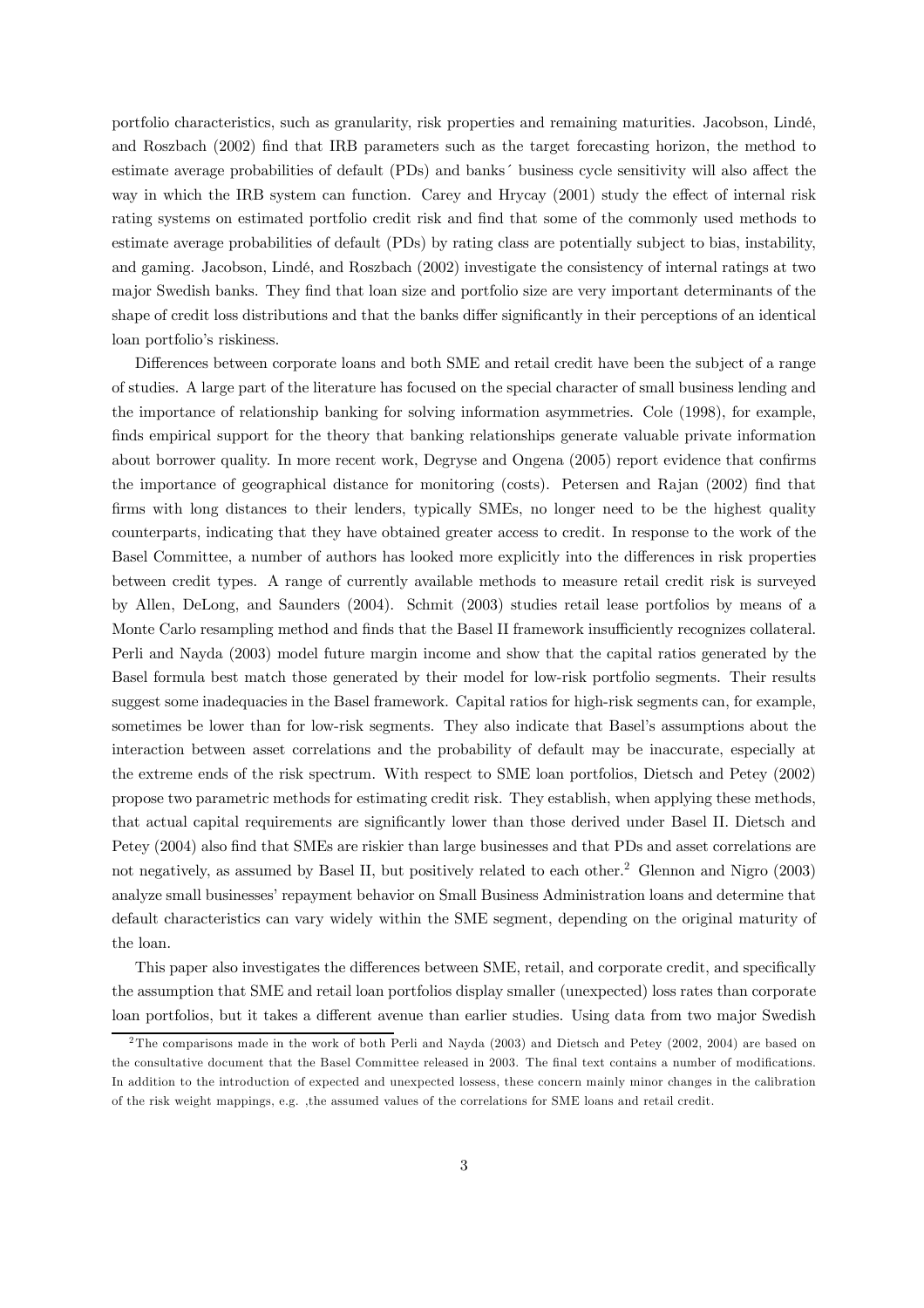portfolio characteristics, such as granularity, risk properties and remaining maturities. Jacobson, Lindé, and Roszbach (2002) find that IRB parameters such as the target forecasting horizon, the method to estimate average probabilities of default (PDs) and banks´ business cycle sensitivity will also affect the way in which the IRB system can function. Carey and Hrycay (2001) study the effect of internal risk rating systems on estimated portfolio credit risk and find that some of the commonly used methods to estimate average probabilities of default (PDs) by rating class are potentially subject to bias, instability, and gaming. Jacobson, Lindé, and Roszbach (2002) investigate the consistency of internal ratings at two major Swedish banks. They find that loan size and portfolio size are very important determinants of the shape of credit loss distributions and that the banks differ significantly in their perceptions of an identical loan portfolio's riskiness.

Differences between corporate loans and both SME and retail credit have been the subject of a range of studies. A large part of the literature has focused on the special character of small business lending and the importance of relationship banking for solving information asymmetries. Cole (1998), for example, finds empirical support for the theory that banking relationships generate valuable private information about borrower quality. In more recent work, Degryse and Ongena (2005) report evidence that confirms the importance of geographical distance for monitoring (costs). Petersen and Rajan (2002) find that firms with long distances to their lenders, typically SMEs, no longer need to be the highest quality counterparts, indicating that they have obtained greater access to credit. In response to the work of the Basel Committee, a number of authors has looked more explicitly into the differences in risk properties between credit types. A range of currently available methods to measure retail credit risk is surveyed by Allen, DeLong, and Saunders (2004). Schmit (2003) studies retail lease portfolios by means of a Monte Carlo resampling method and finds that the Basel II framework insufficiently recognizes collateral. Perli and Nayda (2003) model future margin income and show that the capital ratios generated by the Basel formula best match those generated by their model for low-risk portfolio segments. Their results suggest some inadequacies in the Basel framework. Capital ratios for high-risk segments can, for example, sometimes be lower than for low-risk segments. They also indicate that Basel's assumptions about the interaction between asset correlations and the probability of default may be inaccurate, especially at the extreme ends of the risk spectrum. With respect to SME loan portfolios, Dietsch and Petey (2002) propose two parametric methods for estimating credit risk. They establish, when applying these methods, that actual capital requirements are significantly lower than those derived under Basel II. Dietsch and Petey (2004) also find that SMEs are riskier than large businesses and that PDs and asset correlations are not negatively, as assumed by Basel II, but positively related to each other.[2] Glennon and Nigro (2003) analyze small businesses' repayment behavior on Small Business Administration loans and determine that default characteristics can vary widely within the SME segment, depending on the original maturity of the loan.

This paper also investigates the differences between SME, retail, and corporate credit, and specifically the assumption that SME and retail loan portfolios display smaller (unexpected) loss rates than corporate loan portfolios, but it takes a different avenue than earlier studies. Using data from two major Swedish

[2] The comparisons made in the work of both Perli and Nayda (2003) and Dietsch and Petey (2002, 2004) are based on the consultative document that the Basel Committee released in 2003. The final text contains a number of modifications. In addition to the introduction of expected and unexpected lossess, these concern mainly minor changes in the calibration of the risk weight mappings, e.g. ,the assumed values of the correlations for SME loans and retail credit.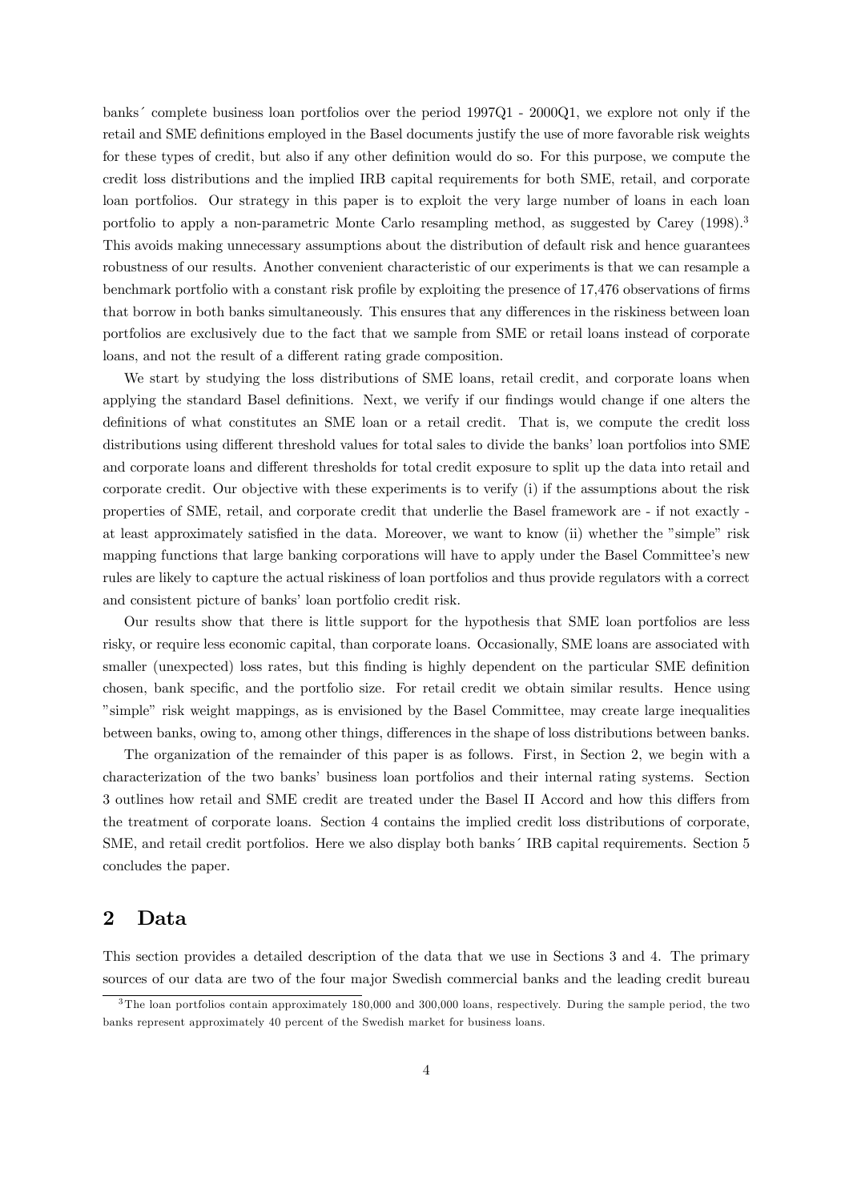banks´ complete business loan portfolios over the period 1997Q1 - 2000Q1, we explore not only if the retail and SME definitions employed in the Basel documents justify the use of more favorable risk weights for these types of credit, but also if any other definition would do so. For this purpose, we compute the credit loss distributions and the implied IRB capital requirements for both SME, retail, and corporate loan portfolios. Our strategy in this paper is to exploit the very large number of loans in each loan portfolio to apply a non-parametric Monte Carlo resampling method, as suggested by Carey (1998).[3] This avoids making unnecessary assumptions about the distribution of default risk and hence guarantees robustness of our results. Another convenient characteristic of our experiments is that we can resample a benchmark portfolio with a constant risk profile by exploiting the presence of 17,476 observations of firms that borrow in both banks simultaneously. This ensures that any differences in the riskiness between loan portfolios are exclusively due to the fact that we sample from SME or retail loans instead of corporate loans, and not the result of a different rating grade composition.

We start by studying the loss distributions of SME loans, retail credit, and corporate loans when applying the standard Basel definitions. Next, we verify if our findings would change if one alters the definitions of what constitutes an SME loan or a retail credit. That is, we compute the credit loss distributions using different threshold values for total sales to divide the banks' loan portfolios into SME and corporate loans and different thresholds for total credit exposure to split up the data into retail and corporate credit. Our objective with these experiments is to verify (i) if the assumptions about the risk properties of SME, retail, and corporate credit that underlie the Basel framework are - if not exactly - at least approximately satisfied in the data. Moreover, we want to know (ii) whether the "simple" risk mapping functions that large banking corporations will have to apply under the Basel Committee's new rules are likely to capture the actual riskiness of loan portfolios and thus provide regulators with a correct and consistent picture of banks' loan portfolio credit risk.

Our results show that there is little support for the hypothesis that SME loan portfolios are less risky, or require less economic capital, than corporate loans. Occasionally, SME loans are associated with smaller (unexpected) loss rates, but this finding is highly dependent on the particular SME definition chosen, bank specific, and the portfolio size. For retail credit we obtain similar results. Hence using "simple" risk weight mappings, as is envisioned by the Basel Committee, may create large inequalities between banks, owing to, among other things, differences in the shape of loss distributions between banks.

The organization of the remainder of this paper is as follows. First, in Section 2, we begin with a characterization of the two banks' business loan portfolios and their internal rating systems. Section 3 outlines how retail and SME credit are treated under the Basel II Accord and how this differs from the treatment of corporate loans. Section 4 contains the implied credit loss distributions of corporate, SME, and retail credit portfolios. Here we also display both banks´ IRB capital requirements. Section 5 concludes the paper.

## 2 Data

This section provides a detailed description of the data that we use in Sections 3 and 4. The primary sources of our data are two of the four major Swedish commercial banks and the leading credit bureau

[3] The loan portfolios contain approximately 180,000 and 300,000 loans, respectively. During the sample period, the two banks represent approximately 40 percent of the Swedish market for business loans.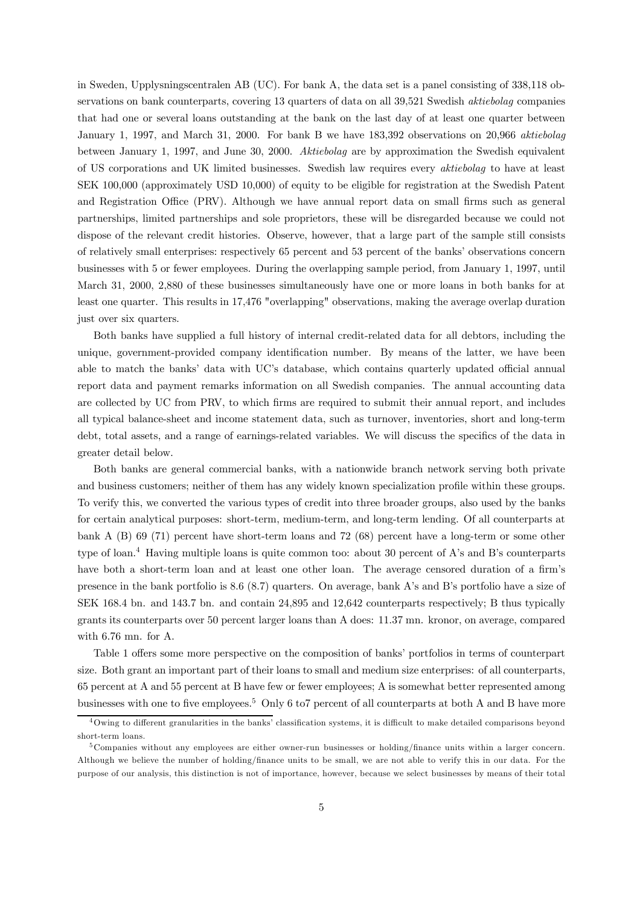in Sweden, Upplysningscentralen AB (UC). For bank A, the data set is a panel consisting of 338,118 observations on bank counterparts, covering 13 quarters of data on all 39,521 Swedish *aktiebolag* companies that had one or several loans outstanding at the bank on the last day of at least one quarter between January 1, 1997, and March 31, 2000. For bank B we have 183,392 observations on 20,966 *aktiebolag* between January 1, 1997, and June 30, 2000. *Aktiebolag* are by approximation the Swedish equivalent of US corporations and UK limited businesses. Swedish law requires every *aktiebolag* to have at least SEK 100,000 (approximately USD 10,000) of equity to be eligible for registration at the Swedish Patent and Registration Office (PRV). Although we have annual report data on small firms such as general partnerships, limited partnerships and sole proprietors, these will be disregarded because we could not dispose of the relevant credit histories. Observe, however, that a large part of the sample still consists of relatively small enterprises: respectively 65 percent and 53 percent of the banks' observations concern businesses with 5 or fewer employees. During the overlapping sample period, from January 1, 1997, until March 31, 2000, 2,880 of these businesses simultaneously have one or more loans in both banks for at least one quarter. This results in 17,476 "overlapping" observations, making the average overlap duration just over six quarters.

Both banks have supplied a full history of internal credit-related data for all debtors, including the unique, government-provided company identification number. By means of the latter, we have been able to match the banks' data with UC's database, which contains quarterly updated official annual report data and payment remarks information on all Swedish companies. The annual accounting data are collected by UC from PRV, to which firms are required to submit their annual report, and includes all typical balance-sheet and income statement data, such as turnover, inventories, short and long-term debt, total assets, and a range of earnings-related variables. We will discuss the specifics of the data in greater detail below.

Both banks are general commercial banks, with a nationwide branch network serving both private and business customers; neither of them has any widely known specialization profile within these groups. To verify this, we converted the various types of credit into three broader groups, also used by the banks for certain analytical purposes: short-term, medium-term, and long-term lending. Of all counterparts at bank A (B) 69 (71) percent have short-term loans and 72 (68) percent have a long-term or some other type of loan.[4] Having multiple loans is quite common too: about 30 percent of A's and B's counterparts have both a short-term loan and at least one other loan. The average censored duration of a firm's presence in the bank portfolio is 8.6 (8.7) quarters. On average, bank A's and B's portfolio have a size of SEK 168.4 bn. and 143.7 bn. and contain 24,895 and 12,642 counterparts respectively; B thus typically grants its counterparts over 50 percent larger loans than A does: 11.37 mn. kronor, on average, compared with 6.76 mn. for A.

Table 1 offers some more perspective on the composition of banks' portfolios in terms of counterpart size. Both grant an important part of their loans to small and medium size enterprises: of all counterparts, 65 percent at A and 55 percent at B have few or fewer employees; A is somewhat better represented among businesses with one to five employees.[5] Only 6 to7 percent of all counterparts at both A and B have more

[4] Owing to different granularities in the banks' classification systems, it is difficult to make detailed comparisons beyond short-term loans.

[5] Companies without any employees are either owner-run businesses or holding/finance units within a larger concern. Although we believe the number of holding/finance units to be small, we are not able to verify this in our data. For the purpose of our analysis, this distinction is not of importance, however, because we select businesses by means of their total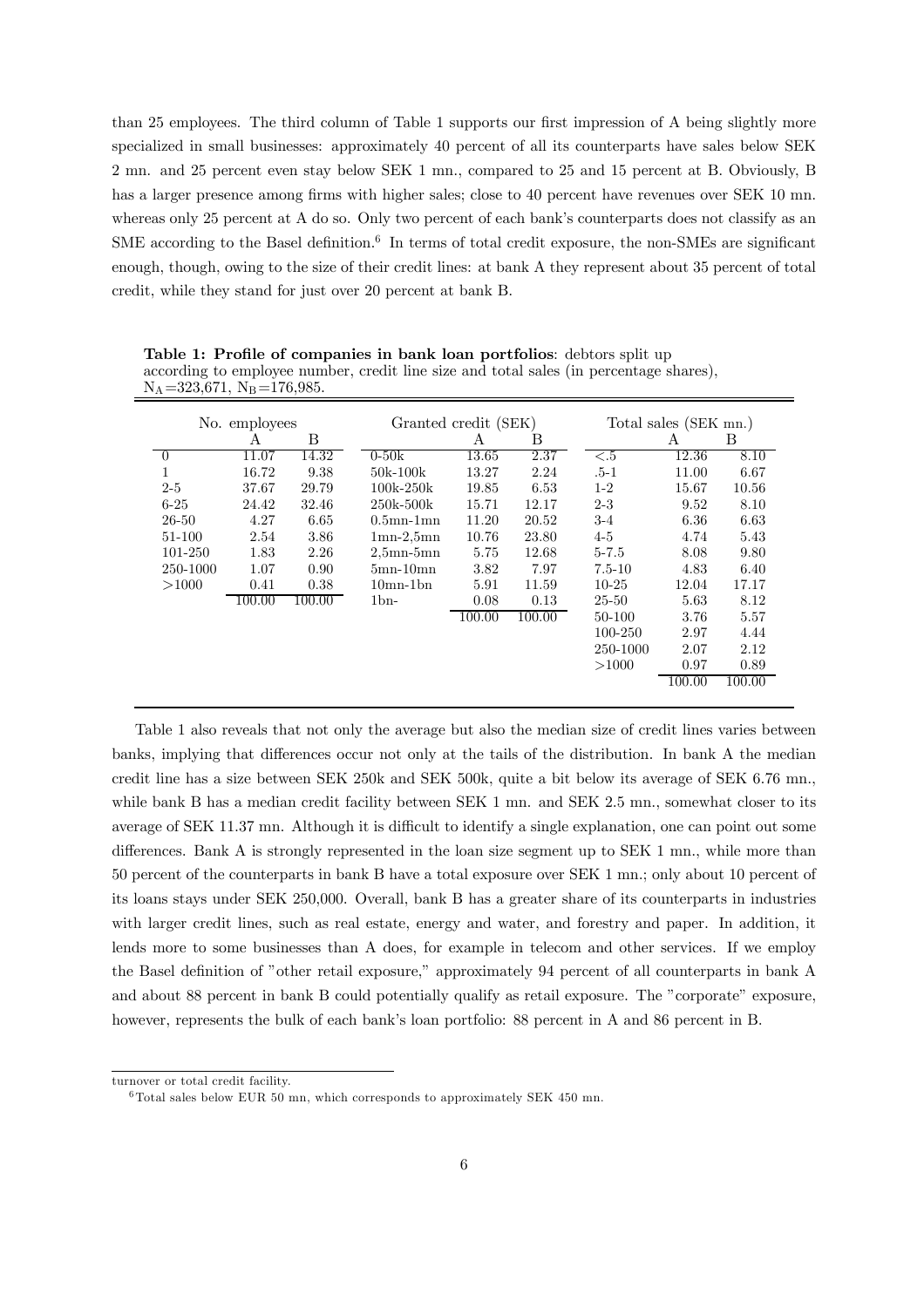than 25 employees. The third column of Table 1 supports our first impression of A being slightly more specialized in small businesses: approximately 40 percent of all its counterparts have sales below SEK 2 mn. and 25 percent even stay below SEK 1 mn., compared to 25 and 15 percent at B. Obviously, B has a larger presence among firms with higher sales; close to 40 percent have revenues over SEK 10 mn. whereas only 25 percent at A do so. Only two percent of each bank's counterparts does not classify as an SME according to the Basel definition.[6] In terms of total credit exposure, the non-SMEs are significant enough, though, owing to the size of their credit lines: at bank A they represent about 35 percent of total credit, while they stand for just over 20 percent at bank B.

**Table 1: Profile of companies in bank loan portfolios**: debtors split up according to employee number, credit line size and total sales (in percentage shares), $N_A$=323,671, $N_B$=176,985.

| No. employees | | | Granted credit (SEK) | | | Total sales (SEK mn.) | | |
|---|---|---|---|---|---|---|---|---|
| | A | B | | A | B | | A | B |
| 0 | 11.07 | 14.32 | 0-50k | 13.65 | 2.37 | <.5 | 12.36 | 8.10 |
| 1 | 16.72 | 9.38 | 50k-100k | 13.27 | 2.24 | .5-1 | 11.00 | 6.67 |
| 2-5 | 37.67 | 29.79 | 100k-250k | 19.85 | 6.53 | 1-2 | 15.67 | 10.56 |
| 6-25 | 24.42 | 32.46 | 250k-500k | 15.71 | 12.17 | 2-3 | 9.52 | 8.10 |
| 26-50 | 4.27 | 6.65 | 0.5mn-1mn | 11.20 | 20.52 | 3-4 | 6.36 | 6.63 |
| 51-100 | 2.54 | 3.86 | 1mn-2,5mn | 10.76 | 23.80 | 4-5 | 4.74 | 5.43 |
| 101-250 | 1.83 | 2.26 | 2,5mn-5mn | 5.75 | 12.68 | 5-7.5 | 8.08 | 9.80 |
| 250-1000 | 1.07 | 0.90 | 5mn-10mn | 3.82 | 7.97 | 7.5-10 | 4.83 | 6.40 |
| >1000 | 0.41 | 0.38 | 10mn-1bn | 5.91 | 11.59 | 10-25 | 12.04 | 17.17 |
| | 100.00 | 100.00 | 1bn- | 0.08 | 0.13 | 25-50 | 5.63 | 8.12 |
| | | | | 100.00 | 100.00 | 50-100 | 3.76 | 5.57 |
| | | | | | | 100-250 | 2.97 | 4.44 |
| | | | | | | 250-1000 | 2.07 | 2.12 |
| | | | | | | >1000 | 0.97 | 0.89 |
| | | | | | | | 100.00 | 100.00 |

Table 1 also reveals that not only the average but also the median size of credit lines varies between banks, implying that differences occur not only at the tails of the distribution. In bank A the median credit line has a size between SEK 250k and SEK 500k, quite a bit below its average of SEK 6.76 mn., while bank B has a median credit facility between SEK 1 mn. and SEK 2.5 mn., somewhat closer to its average of SEK 11.37 mn. Although it is difficult to identify a single explanation, one can point out some differences. Bank A is strongly represented in the loan size segment up to SEK 1 mn., while more than 50 percent of the counterparts in bank B have a total exposure over SEK 1 mn.; only about 10 percent of its loans stays under SEK 250,000. Overall, bank B has a greater share of its counterparts in industries with larger credit lines, such as real estate, energy and water, and forestry and paper. In addition, it lends more to some businesses than A does, for example in telecom and other services. If we employ the Basel definition of "other retail exposure," approximately 94 percent of all counterparts in bank A and about 88 percent in bank B could potentially qualify as retail exposure. The "corporate" exposure, however, represents the bulk of each bank's loan portfolio: 88 percent in A and 86 percent in B.

turnover or total credit facility.

[6] Total sales below EUR 50 mn, which corresponds to approximately SEK 450 mn.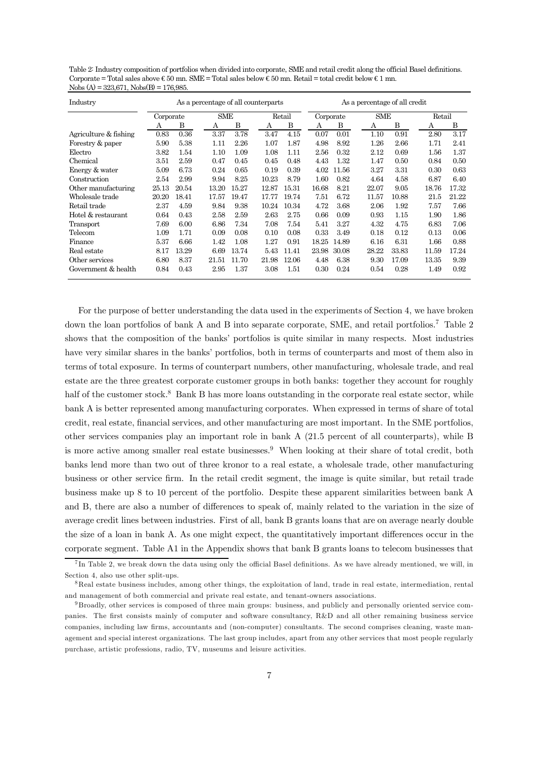Table 2: Industry composition of portfolios when divided into corporate, SME and retail credit along the official Basel definitions. Corporate = Total sales above € 50 mn. SME = Total sales below € 50 mn. Retail = total credit below € 1 mn. Nobs (A) = 323,671, Nobs(B) = 176,985.

| Industry | As a percentage of all counterparts | | | | | | As a percentage of all credit | | | | | |
|---|---|---|---|---|---|---|---|---|---|---|---|---|
| | Corporate | | SME | | Retail | | Corporate | | SME | | Retail | |
| | A | B | A | B | A | B | A | B | A | B | A | B |
| Agriculture & fishing | 0.83 | 0.36 | 3.37 | 3.78 | 3.47 | 4.15 | 0.07 | 0.01 | 1.10 | 0.91 | 2.80 | 3.17 |
| Forestry & paper | 5.90 | 5.38 | 1.11 | 2.26 | 1.07 | 1.87 | 4.98 | 8.92 | 1.26 | 2.66 | 1.71 | 2.41 |
| Electro | 3.82 | 1.54 | 1.10 | 1.09 | 1.08 | 1.11 | 2.56 | 0.32 | 2.12 | 0.69 | 1.56 | 1.37 |
| Chemical | 3.51 | 2.59 | 0.47 | 0.45 | 0.45 | 0.48 | 4.43 | 1.32 | 1.47 | 0.50 | 0.84 | 0.50 |
| Energy & water | 5.09 | 6.73 | 0.24 | 0.65 | 0.19 | 0.39 | 4.02 | 11.56 | 3.27 | 3.31 | 0.30 | 0.63 |
| Construction | 2.54 | 2.99 | 9.94 | 8.25 | 10.23 | 8.79 | 1.60 | 0.82 | 4.64 | 4.58 | 6.87 | 6.40 |
| Other manufacturing | 25.13 | 20.54 | 13.20 | 15.27 | 12.87 | 15.31 | 16.68 | 8.21 | 22.07 | 9.05 | 18.76 | 17.32 |
| Wholesale trade | 20.20 | 18.41 | 17.57 | 19.47 | 17.77 | 19.74 | 7.51 | 6.72 | 11.57 | 10.88 | 21.5 | 21.22 |
| Retail trade | 2.37 | 4.59 | 9.84 | 9.38 | 10.24 | 10.34 | 4.72 | 3.68 | 2.06 | 1.92 | 7.57 | 7.66 |
| Hotel & restaurant | 0.64 | 0.43 | 2.58 | 2.59 | 2.63 | 2.75 | 0.66 | 0.09 | 0.93 | 1.15 | 1.90 | 1.86 |
| Transport | 7.69 | 6.00 | 6.86 | 7.34 | 7.08 | 7.54 | 5.41 | 3.27 | 4.32 | 4.75 | 6.83 | 7.06 |
| Telecom | 1.09 | 1.71 | 0.09 | 0.08 | 0.10 | 0.08 | 0.33 | 3.49 | 0.18 | 0.12 | 0.13 | 0.06 |
| Finance | 5.37 | 6.66 | 1.42 | 1.08 | 1.27 | 0.91 | 18.25 | 14.89 | 6.16 | 6.31 | 1.66 | 0.88 |
| Real estate | 8.17 | 13.29 | 6.69 | 13.74 | 5.43 | 11.41 | 23.98 | 30.08 | 28.22 | 33.83 | 11.59 | 17.24 |
| Other services | 6.80 | 8.37 | 21.51 | 11.70 | 21.98 | 12.06 | 4.48 | 6.38 | 9.30 | 17.09 | 13.35 | 9.39 |
| Government & health | 0.84 | 0.43 | 2.95 | 1.37 | 3.08 | 1.51 | 0.30 | 0.24 | 0.54 | 0.28 | 1.49 | 0.92 |

For the purpose of better understanding the data used in the experiments of Section 4, we have broken down the loan portfolios of bank A and B into separate corporate, SME, and retail portfolios.[7] Table 2 shows that the composition of the banks' portfolios is quite similar in many respects. Most industries have very similar shares in the banks' portfolios, both in terms of counterparts and most of them also in terms of total exposure. In terms of counterpart numbers, other manufacturing, wholesale trade, and real estate are the three greatest corporate customer groups in both banks: together they account for roughly half of the customer stock.[8] Bank B has more loans outstanding in the corporate real estate sector, while bank A is better represented among manufacturing corporates. When expressed in terms of share of total credit, real estate, financial services, and other manufacturing are most important. In the SME portfolios, other services companies play an important role in bank A (21.5 percent of all counterparts), while B is more active among smaller real estate businesses.[9] When looking at their share of total credit, both banks lend more than two out of three kronor to a real estate, a wholesale trade, other manufacturing business or other service firm. In the retail credit segment, the image is quite similar, but retail trade business make up 8 to 10 percent of the portfolio. Despite these apparent similarities between bank A and B, there are also a number of differences to speak of, mainly related to the variation in the size of average credit lines between industries. First of all, bank B grants loans that are on average nearly double the size of a loan in bank A. As one might expect, the quantitatively important differences occur in the corporate segment. Table A1 in the Appendix shows that bank B grants loans to telecom businesses that

[7] In Table 2, we break down the data using only the official Basel definitions. As we have already mentioned, we will, in Section 4, also use other split-ups.

[8] Real estate business includes, among other things, the exploitation of land, trade in real estate, intermediation, rental and management of both commercial and private real estate, and tenant-owners associations.

[9] Broadly, other services is composed of three main groups: business, and publicly and personally oriented service companies. The first consists mainly of computer and software consultancy, R&D and all other remaining business service companies, including law firms, accountants and (non-computer) consultants. The second comprises cleaning, waste management and special interest organizations. The last group includes, apart from any other services that most people regularly purchase, artistic professions, radio, TV, museums and leisure activities.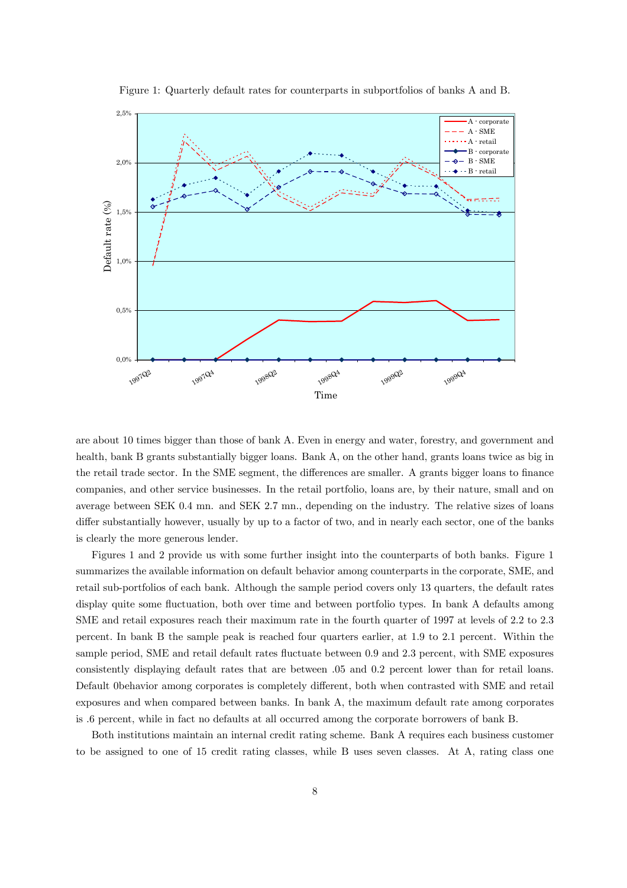Figure 1: Quarterly default rates for counterparts in subportfolios of banks A and B.

are about 10 times bigger than those of bank A. Even in energy and water, forestry, and government and health, bank B grants substantially bigger loans. Bank A, on the other hand, grants loans twice as big in the retail trade sector. In the SME segment, the differences are smaller. A grants bigger loans to finance companies, and other service businesses. In the retail portfolio, loans are, by their nature, small and on average between SEK 0.4 mn. and SEK 2.7 mn., depending on the industry. The relative sizes of loans differ substantially however, usually by up to a factor of two, and in nearly each sector, one of the banks is clearly the more generous lender.

Figures 1 and 2 provide us with some further insight into the counterparts of both banks. Figure 1 summarizes the available information on default behavior among counterparts in the corporate, SME, and retail sub-portfolios of each bank. Although the sample period covers only 13 quarters, the default rates display quite some fluctuation, both over time and between portfolio types. In bank A defaults among SME and retail exposures reach their maximum rate in the fourth quarter of 1997 at levels of 2.2 to 2.3 percent. In bank B the sample peak is reached four quarters earlier, at 1.9 to 2.1 percent. Within the sample period, SME and retail default rates fluctuate between 0.9 and 2.3 percent, with SME exposures consistently displaying default rates that are between .05 and 0.2 percent lower than for retail loans. Default 0behavior among corporates is completely different, both when contrasted with SME and retail exposures and when compared between banks. In bank A, the maximum default rate among corporates is .6 percent, while in fact no defaults at all occurred among the corporate borrowers of bank B.

Both institutions maintain an internal credit rating scheme. Bank A requires each business customer to be assigned to one of 15 credit rating classes, while B uses seven classes. At A, rating class one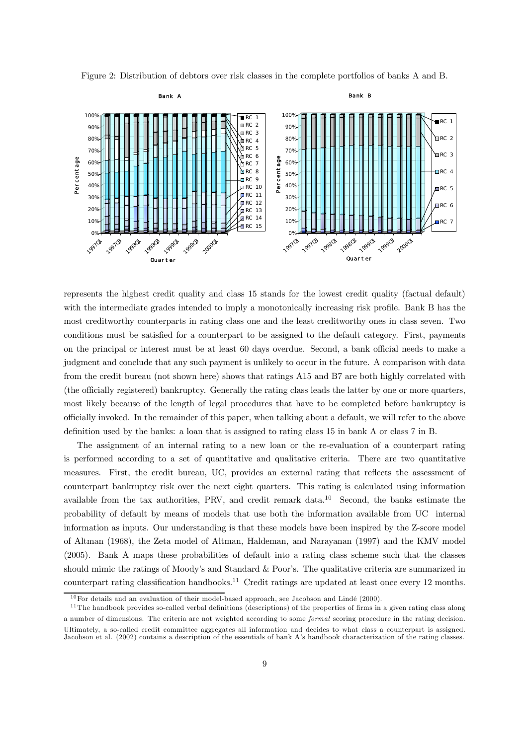Figure 2: Distribution of debtors over risk classes in the complete portfolios of banks A and B.

represents the highest credit quality and class 15 stands for the lowest credit quality (factual default) with the intermediate grades intended to imply a monotonically increasing risk profile. Bank B has the most creditworthy counterparts in rating class one and the least creditworthy ones in class seven. Two conditions must be satisfied for a counterpart to be assigned to the default category. First, payments on the principal or interest must be at least 60 days overdue. Second, a bank official needs to make a judgment and conclude that any such payment is unlikely to occur in the future. A comparison with data from the credit bureau (not shown here) shows that ratings A15 and B7 are both highly correlated with (the officially registered) bankruptcy. Generally the rating class leads the latter by one or more quarters, most likely because of the length of legal procedures that have to be completed before bankruptcy is officially invoked. In the remainder of this paper, when talking about a default, we will refer to the above definition used by the banks: a loan that is assigned to rating class 15 in bank A or class 7 in B.

The assignment of an internal rating to a new loan or the re-evaluation of a counterpart rating is performed according to a set of quantitative and qualitative criteria. There are two quantitative measures. First, the credit bureau, UC, provides an external rating that reflects the assessment of counterpart bankruptcy risk over the next eight quarters. This rating is calculated using information available from the tax authorities, PRV, and credit remark data.[10] Second, the banks estimate the probability of default by means of models that use both the information available from UC internal information as inputs. Our understanding is that these models have been inspired by the Z-score model of Altman (1968), the Zeta model of Altman, Haldeman, and Narayanan (1997) and the KMV model (2005). Bank A maps these probabilities of default into a rating class scheme such that the classes should mimic the ratings of Moody's and Standard & Poor's. The qualitative criteria are summarized in counterpart rating classification handbooks.[11] Credit ratings are updated at least once every 12 months.

[10] For details and an evaluation of their model-based approach, see Jacobson and Lindé (2000).

[11] The handbook provides so-called verbal definitions (descriptions) of the properties of firms in a given rating class along a number of dimensions. The criteria are not weighted according to some *formal* scoring procedure in the rating decision. Ultimately, a so-called credit committee aggregates all information and decides to what class a counterpart is assigned. Jacobson et al. (2002) contains a description of the essentials of bank A's handbook characterization of the rating classes.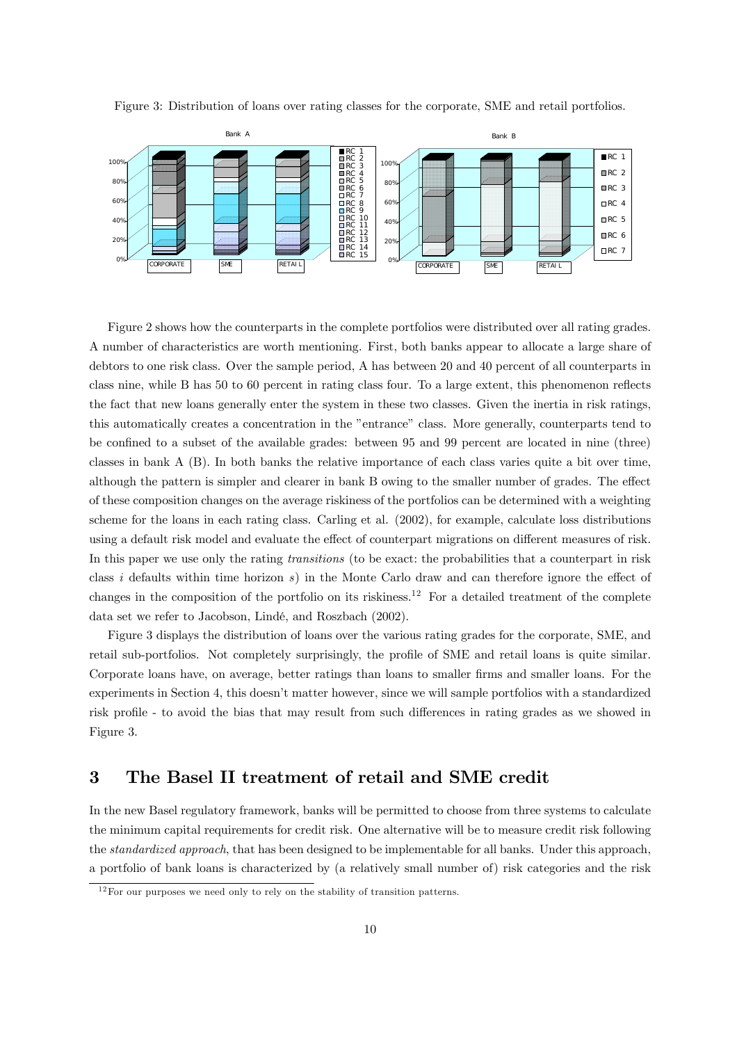Figure 3: Distribution of loans over rating classes for the corporate, SME and retail portfolios.

Figure 2 shows how the counterparts in the complete portfolios were distributed over all rating grades. A number of characteristics are worth mentioning. First, both banks appear to allocate a large share of debtors to one risk class. Over the sample period, A has between 20 and 40 percent of all counterparts in class nine, while B has 50 to 60 percent in rating class four. To a large extent, this phenomenon reflects the fact that new loans generally enter the system in these two classes. Given the inertia in risk ratings, this automatically creates a concentration in the "entrance" class. More generally, counterparts tend to be confined to a subset of the available grades: between 95 and 99 percent are located in nine (three) classes in bank A (B). In both banks the relative importance of each class varies quite a bit over time, although the pattern is simpler and clearer in bank B owing to the smaller number of grades. The effect of these composition changes on the average riskiness of the portfolios can be determined with a weighting scheme for the loans in each rating class. Carling et al. (2002), for example, calculate loss distributions using a default risk model and evaluate the effect of counterpart migrations on different measures of risk. In this paper we use only the rating *transitions* (to be exact: the probabilities that a counterpart in risk class $i$ defaults within time horizon $s$) in the Monte Carlo draw and can therefore ignore the effect of changes in the composition of the portfolio on its riskiness.[12] For a detailed treatment of the complete data set we refer to Jacobson, Lindé, and Roszbach (2002).

Figure 3 displays the distribution of loans over the various rating grades for the corporate, SME, and retail sub-portfolios. Not completely surprisingly, the profile of SME and retail loans is quite similar. Corporate loans have, on average, better ratings than loans to smaller firms and smaller loans. For the experiments in Section 4, this doesn't matter however, since we will sample portfolios with a standardized risk profile - to avoid the bias that may result from such differences in rating grades as we showed in Figure 3.

## 3 The Basel II treatment of retail and SME credit

In the new Basel regulatory framework, banks will be permitted to choose from three systems to calculate the minimum capital requirements for credit risk. One alternative will be to measure credit risk following the *standardized approach*, that has been designed to be implementable for all banks. Under this approach, a portfolio of bank loans is characterized by (a relatively small number of) risk categories and the risk

[12] For our purposes we need only to rely on the stability of transition patterns.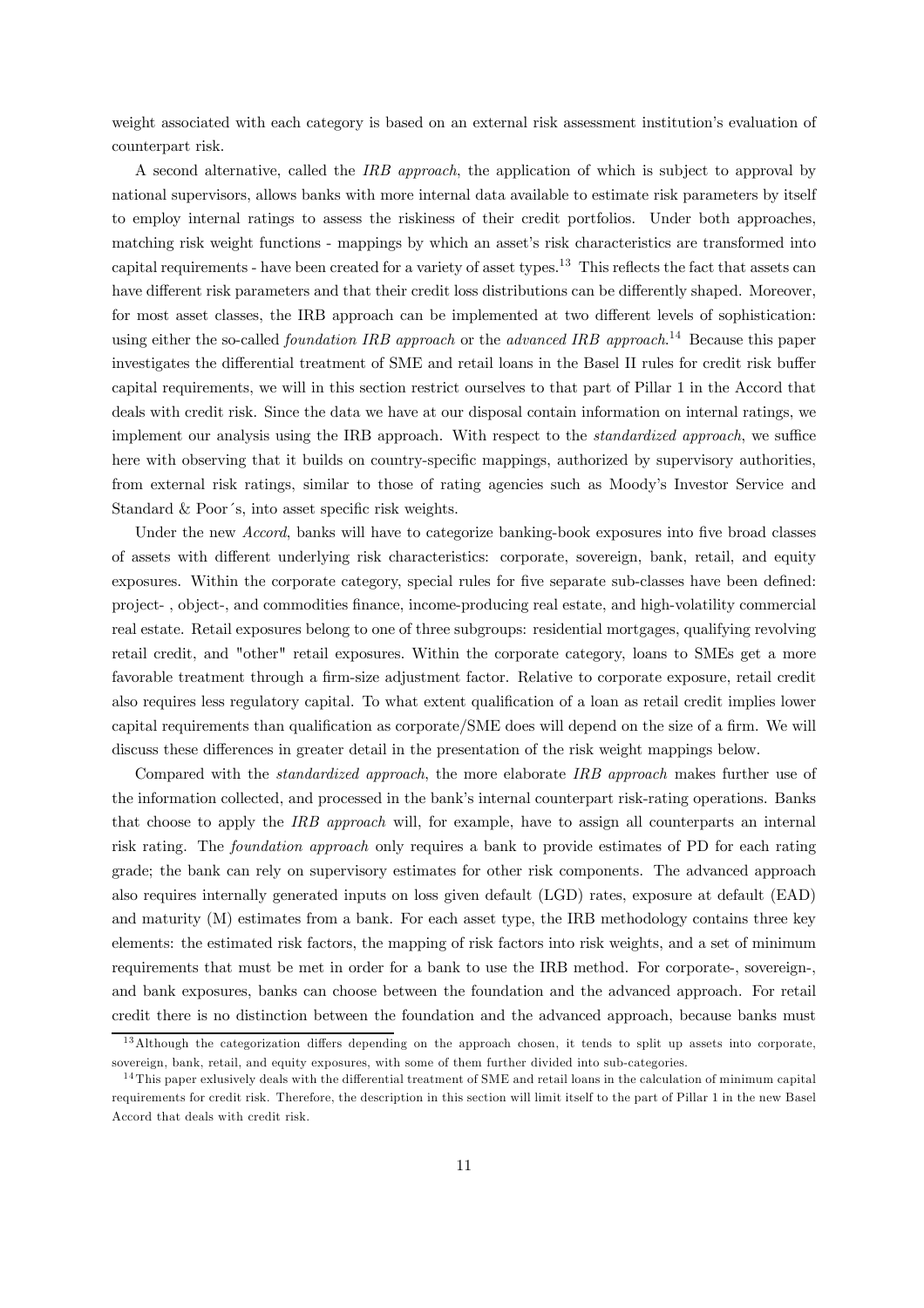weight associated with each category is based on an external risk assessment institution's evaluation of counterpart risk.

A second alternative, called the *IRB approach*, the application of which is subject to approval by national supervisors, allows banks with more internal data available to estimate risk parameters by itself to employ internal ratings to assess the riskiness of their credit portfolios. Under both approaches, matching risk weight functions - mappings by which an asset's risk characteristics are transformed into capital requirements - have been created for a variety of asset types.[13] This reflects the fact that assets can have different risk parameters and that their credit loss distributions can be differently shaped. Moreover, for most asset classes, the IRB approach can be implemented at two different levels of sophistication: using either the so-called *foundation IRB approach* or the *advanced IRB approach*.[14] Because this paper investigates the differential treatment of SME and retail loans in the Basel II rules for credit risk buffer capital requirements, we will in this section restrict ourselves to that part of Pillar 1 in the Accord that deals with credit risk. Since the data we have at our disposal contain information on internal ratings, we implement our analysis using the IRB approach. With respect to the *standardized approach*, we suffice here with observing that it builds on country-specific mappings, authorized by supervisory authorities, from external risk ratings, similar to those of rating agencies such as Moody's Investor Service and Standard & Poor´s, into asset specific risk weights.

Under the new *Accord*, banks will have to categorize banking-book exposures into five broad classes of assets with different underlying risk characteristics: corporate, sovereign, bank, retail, and equity exposures. Within the corporate category, special rules for five separate sub-classes have been defined: project- , object-, and commodities finance, income-producing real estate, and high-volatility commercial real estate. Retail exposures belong to one of three subgroups: residential mortgages, qualifying revolving retail credit, and "other" retail exposures. Within the corporate category, loans to SMEs get a more favorable treatment through a firm-size adjustment factor. Relative to corporate exposure, retail credit also requires less regulatory capital. To what extent qualification of a loan as retail credit implies lower capital requirements than qualification as corporate/SME does will depend on the size of a firm. We will discuss these differences in greater detail in the presentation of the risk weight mappings below.

Compared with the *standardized approach*, the more elaborate *IRB approach* makes further use of the information collected, and processed in the bank's internal counterpart risk-rating operations. Banks that choose to apply the *IRB approach* will, for example, have to assign all counterparts an internal risk rating. The *foundation approach* only requires a bank to provide estimates of PD for each rating grade; the bank can rely on supervisory estimates for other risk components. The advanced approach also requires internally generated inputs on loss given default (LGD) rates, exposure at default (EAD) and maturity (M) estimates from a bank. For each asset type, the IRB methodology contains three key elements: the estimated risk factors, the mapping of risk factors into risk weights, and a set of minimum requirements that must be met in order for a bank to use the IRB method. For corporate-, sovereign-, and bank exposures, banks can choose between the foundation and the advanced approach. For retail credit there is no distinction between the foundation and the advanced approach, because banks must

[13] Although the categorization differs depending on the approach chosen, it tends to split up assets into corporate, sovereign, bank, retail, and equity exposures, with some of them further divided into sub-categories.

[14] This paper exlusively deals with the differential treatment of SME and retail loans in the calculation of minimum capital requirements for credit risk. Therefore, the description in this section will limit itself to the part of Pillar 1 in the new Basel Accord that deals with credit risk.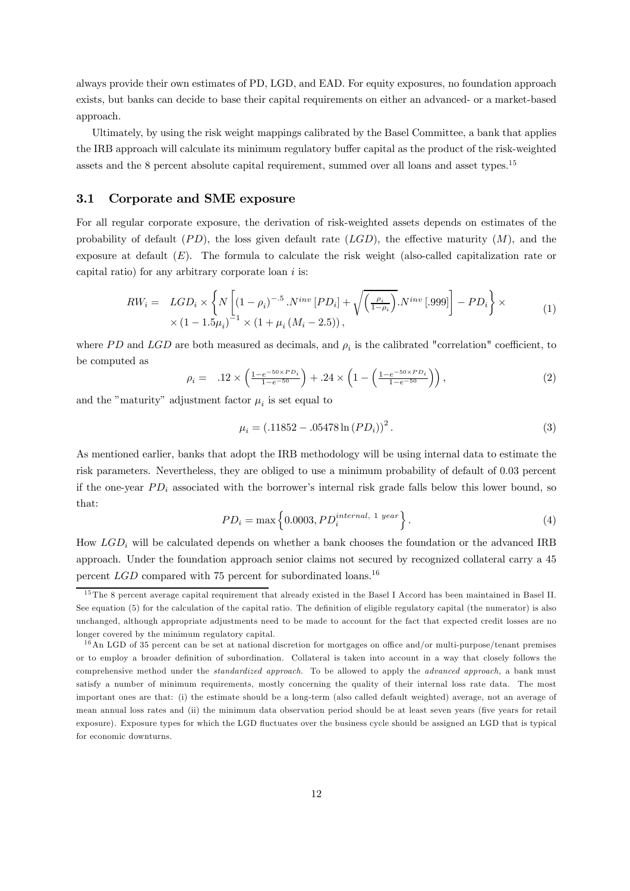always provide their own estimates of PD, LGD, and EAD. For equity exposures, no foundation approach exists, but banks can decide to base their capital requirements on either an advanced- or a market-based approach.

Ultimately, by using the risk weight mappings calibrated by the Basel Committee, a bank that applies the IRB approach will calculate its minimum regulatory buffer capital as the product of the risk-weighted assets and the 8 percent absolute capital requirement, summed over all loans and asset types.[15]

### 3.1 Corporate and SME exposure

For all regular corporate exposure, the derivation of risk-weighted assets depends on estimates of the probability of default ($PD$), the loss given default rate ($LGD$), the effective maturity ($M$), and the exposure at default ($E$). The formula to calculate the risk weight (also-called capitalization rate or capital ratio) for any arbitrary corporate loan $i$ is:

$$RW_i = LGD_i \times \left\{ N\left[ (1-\rho_i)^{-.5} . N^{inv}\left[PD_i\right] + \sqrt{\left(\frac{\rho_i}{1-\rho_i}\right)} . N^{inv}\left[.999\right] \right] - PD_i \right\} \times \times \left(1 - 1.5\mu_i\right)^{-1} \times \left(1 + \mu_i\left(M_i - 2.5\right)\right), \tag{1}$$

where $PD$ and $LGD$ are both measured as decimals, and $\rho_i$ is the calibrated "correlation" coefficient, to be computed as

$$\rho_i = .12 \times \left(\frac{1-e^{-50\times PD_i}}{1-e^{-50}}\right) + .24 \times \left(1 - \left(\frac{1-e^{-50\times PD_i}}{1-e^{-50}}\right)\right), \tag{2}$$

and the "maturity" adjustment factor $\mu_i$ is set equal to

$$\mu_i = \left(.11852 - .05478 \ln\left(PD_i\right)\right)^2. \tag{3}$$

As mentioned earlier, banks that adopt the IRB methodology will be using internal data to estimate the risk parameters. Nevertheless, they are obliged to use a minimum probability of default of 0.03 percent if the one-year $PD_i$ associated with the borrower's internal risk grade falls below this lower bound, so that:

$$PD_i = \max\left\{0.0003, PD_i^{internal,\ 1\ year}\right\}. \tag{4}$$

How $LGD_i$ will be calculated depends on whether a bank chooses the foundation or the advanced IRB approach. Under the foundation approach senior claims not secured by recognized collateral carry a 45 percent $LGD$ compared with 75 percent for subordinated loans.[16]

---

[15] The 8 percent average capital requirement that already existed in the Basel I Accord has been maintained in Basel II. See equation (5) for the calculation of the capital ratio. The definition of eligible regulatory capital (the numerator) is also unchanged, although appropriate adjustments need to be made to account for the fact that expected credit losses are no longer covered by the minimum regulatory capital.

[16] An LGD of 35 percent can be set at national discretion for mortgages on office and/or multi-purpose/tenant premises or to employ a broader definition of subordination. Collateral is taken into account in a way that closely follows the comprehensive method under the *standardized approach*. To be allowed to apply the *advanced approach*, a bank must satisfy a number of minimum requirements, mostly concerning the quality of their internal loss rate data. The most important ones are that: (i) the estimate should be a long-term (also called default weighted) average, not an average of mean annual loss rates and (ii) the minimum data observation period should be at least seven years (five years for retail exposure). Exposure types for which the LGD fluctuates over the business cycle should be assigned an LGD that is typical for economic downturns.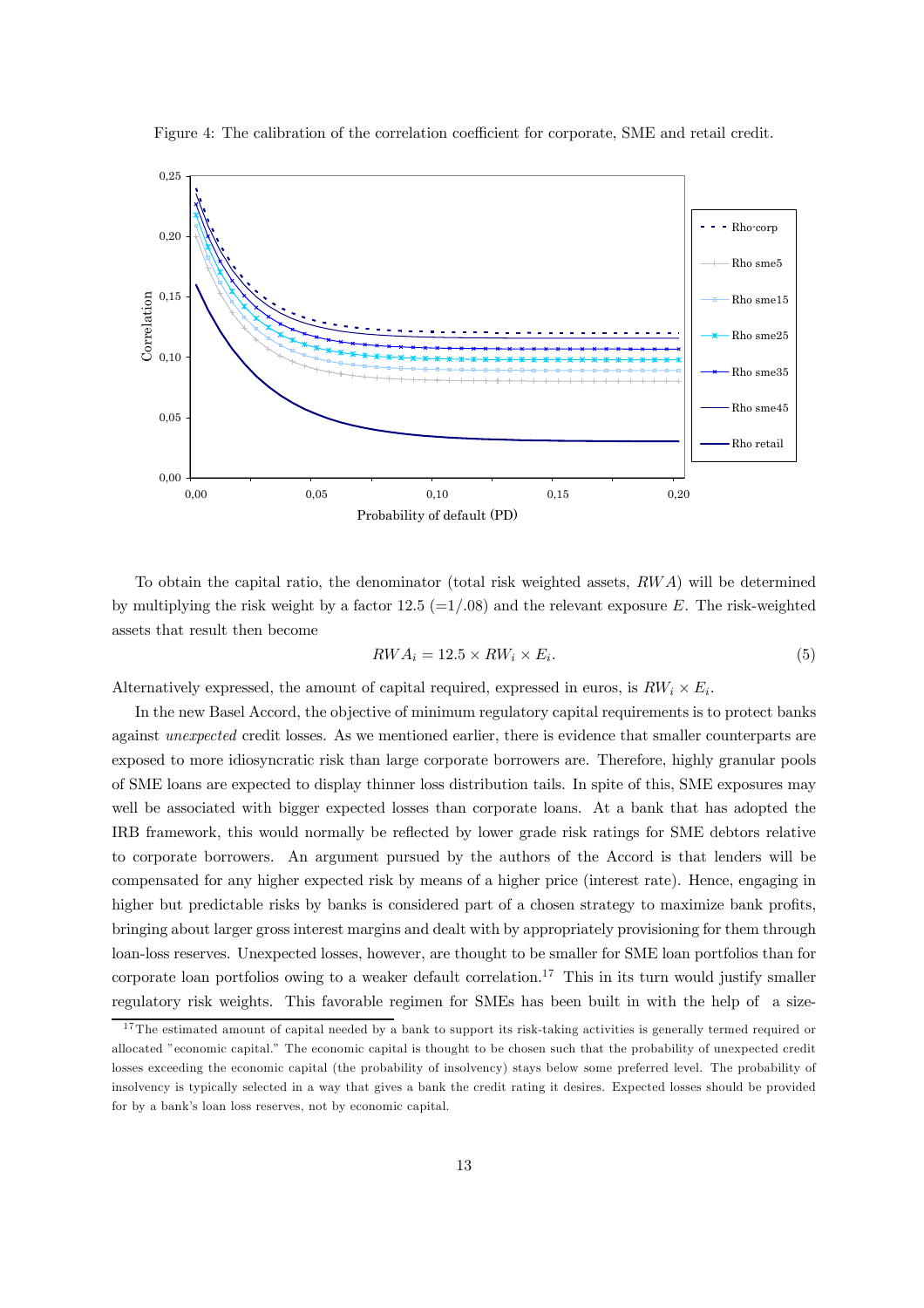Figure 4: The calibration of the correlation coefficient for corporate, SME and retail credit.

To obtain the capital ratio, the denominator (total risk weighted assets, $RWA$) will be determined by multiplying the risk weight by a factor 12.5 (=1/.08) and the relevant exposure $E$. The risk-weighted assets that result then become

$$RWA_i = 12.5 \times RW_i \times E_i. \tag{5}$$

Alternatively expressed, the amount of capital required, expressed in euros, is $RW_i \times E_i$.

In the new Basel Accord, the objective of minimum regulatory capital requirements is to protect banks against *unexpected* credit losses. As we mentioned earlier, there is evidence that smaller counterparts are exposed to more idiosyncratic risk than large corporate borrowers are. Therefore, highly granular pools of SME loans are expected to display thinner loss distribution tails. In spite of this, SME exposures may well be associated with bigger expected losses than corporate loans. At a bank that has adopted the IRB framework, this would normally be reflected by lower grade risk ratings for SME debtors relative to corporate borrowers. An argument pursued by the authors of the Accord is that lenders will be compensated for any higher expected risk by means of a higher price (interest rate). Hence, engaging in higher but predictable risks by banks is considered part of a chosen strategy to maximize bank profits, bringing about larger gross interest margins and dealt with by appropriately provisioning for them through loan-loss reserves. Unexpected losses, however, are thought to be smaller for SME loan portfolios than for corporate loan portfolios owing to a weaker default correlation.[17] This in its turn would justify smaller regulatory risk weights. This favorable regimen for SMEs has been built in with the help of a size-

[17] The estimated amount of capital needed by a bank to support its risk-taking activities is generally termed required or allocated "economic capital." The economic capital is thought to be chosen such that the probability of unexpected credit losses exceeding the economic capital (the probability of insolvency) stays below some preferred level. The probability of insolvency is typically selected in a way that gives a bank the credit rating it desires. Expected losses should be provided for by a bank's loan loss reserves, not by economic capital.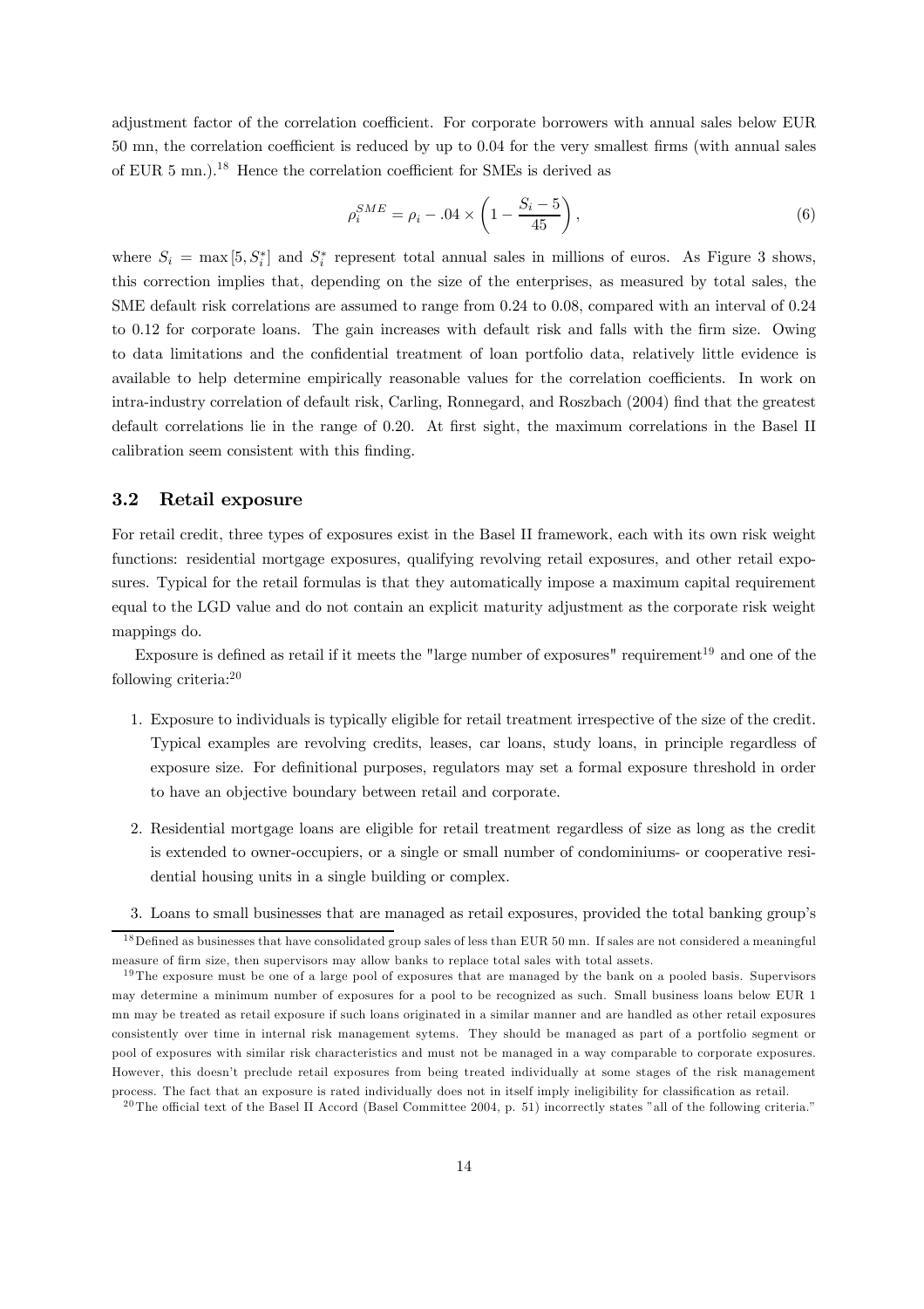adjustment factor of the correlation coefficient. For corporate borrowers with annual sales below EUR 50 mn, the correlation coefficient is reduced by up to 0.04 for the very smallest firms (with annual sales of EUR 5 mn.).[18] Hence the correlation coefficient for SMEs is derived as

$$\rho_i^{SME} = \rho_i - .04 \times \left(1 - \frac{S_i - 5}{45}\right), \tag{6}$$

where $S_i = \max[5, S_i^*]$ and $S_i^*$ represent total annual sales in millions of euros. As Figure 3 shows, this correction implies that, depending on the size of the enterprises, as measured by total sales, the SME default risk correlations are assumed to range from 0.24 to 0.08, compared with an interval of 0.24 to 0.12 for corporate loans. The gain increases with default risk and falls with the firm size. Owing to data limitations and the confidential treatment of loan portfolio data, relatively little evidence is available to help determine empirically reasonable values for the correlation coefficients. In work on intra-industry correlation of default risk, Carling, Ronnegard, and Roszbach (2004) find that the greatest default correlations lie in the range of 0.20. At first sight, the maximum correlations in the Basel II calibration seem consistent with this finding.

### 3.2 Retail exposure

For retail credit, three types of exposures exist in the Basel II framework, each with its own risk weight functions: residential mortgage exposures, qualifying revolving retail exposures, and other retail exposures. Typical for the retail formulas is that they automatically impose a maximum capital requirement equal to the LGD value and do not contain an explicit maturity adjustment as the corporate risk weight mappings do.

Exposure is defined as retail if it meets the "large number of exposures" requirement[19] and one of the following criteria:[20]

1. Exposure to individuals is typically eligible for retail treatment irrespective of the size of the credit. Typical examples are revolving credits, leases, car loans, study loans, in principle regardless of exposure size. For definitional purposes, regulators may set a formal exposure threshold in order to have an objective boundary between retail and corporate.

2. Residential mortgage loans are eligible for retail treatment regardless of size as long as the credit is extended to owner-occupiers, or a single or small number of condominiums- or cooperative residential housing units in a single building or complex.

3. Loans to small businesses that are managed as retail exposures, provided the total banking group's

---

[18] Defined as businesses that have consolidated group sales of less than EUR 50 mn. If sales are not considered a meaningful measure of firm size, then supervisors may allow banks to replace total sales with total assets.

[19] The exposure must be one of a large pool of exposures that are managed by the bank on a pooled basis. Supervisors may determine a minimum number of exposures for a pool to be recognized as such. Small business loans below EUR 1 mn may be treated as retail exposure if such loans originated in a similar manner and are handled as other retail exposures consistently over time in internal risk management sytems. They should be managed as part of a portfolio segment or pool of exposures with similar risk characteristics and must not be managed in a way comparable to corporate exposures. However, this doesn't preclude retail exposures from being treated individually at some stages of the risk management process. The fact that an exposure is rated individually does not in itself imply ineligibility for classification as retail.

[20] The official text of the Basel II Accord (Basel Committee 2004, p. 51) incorrectly states "all of the following criteria."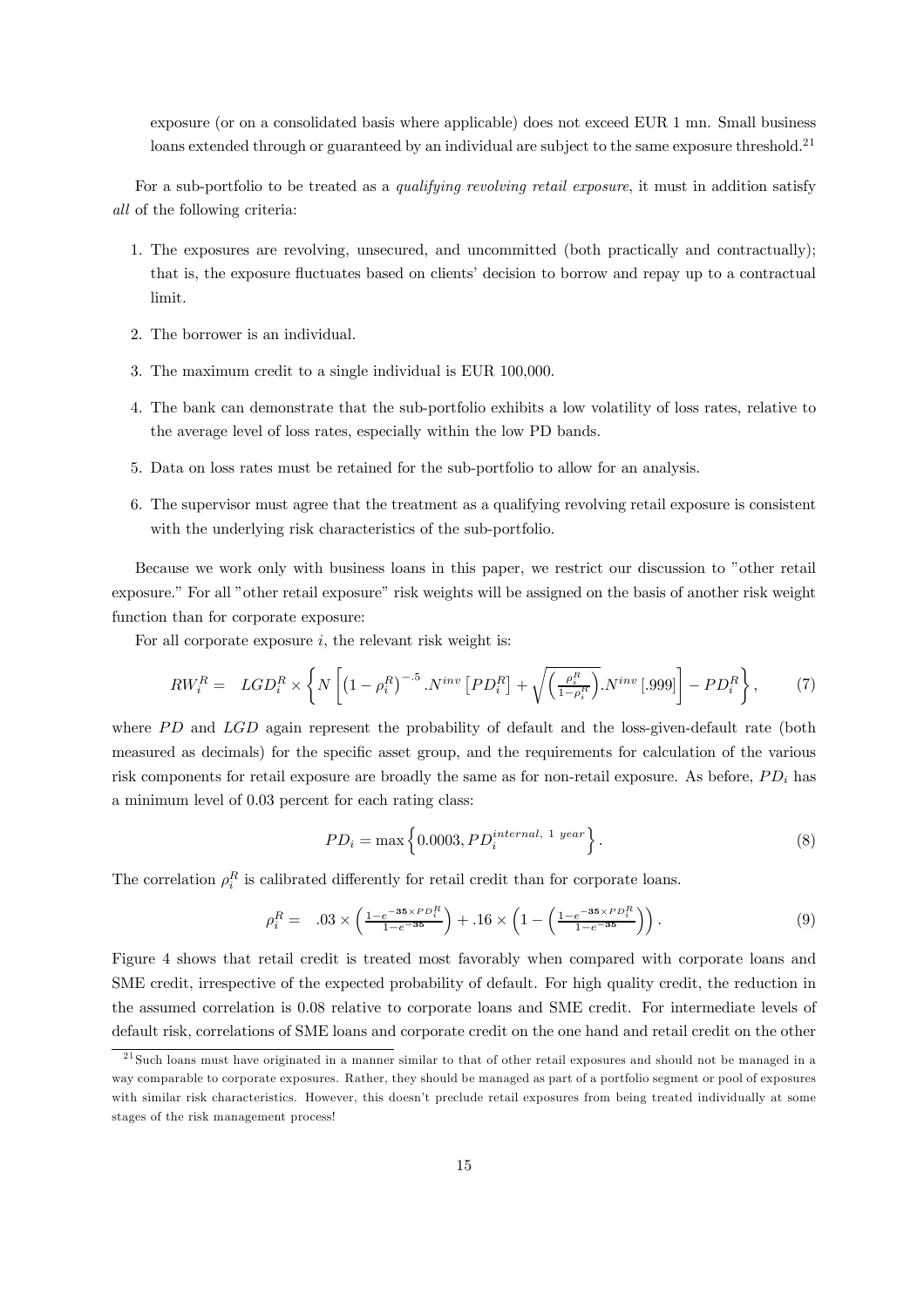exposure (or on a consolidated basis where applicable) does not exceed EUR 1 mn. Small business loans extended through or guaranteed by an individual are subject to the same exposure threshold.[21]

For a sub-portfolio to be treated as a *qualifying revolving retail exposure*, it must in addition satisfy *all* of the following criteria:

1. The exposures are revolving, unsecured, and uncommitted (both practically and contractually); that is, the exposure fluctuates based on clients' decision to borrow and repay up to a contractual limit.
2. The borrower is an individual.
3. The maximum credit to a single individual is EUR 100,000.
4. The bank can demonstrate that the sub-portfolio exhibits a low volatility of loss rates, relative to the average level of loss rates, especially within the low PD bands.
5. Data on loss rates must be retained for the sub-portfolio to allow for an analysis.
6. The supervisor must agree that the treatment as a qualifying revolving retail exposure is consistent with the underlying risk characteristics of the sub-portfolio.

Because we work only with business loans in this paper, we restrict our discussion to "other retail exposure." For all "other retail exposure" risk weights will be assigned on the basis of another risk weight function than for corporate exposure:

For all corporate exposure $i$, the relevant risk weight is:

$$RW_i^R = LGD_i^R \times \left\{ N \left[ \left(1 - \rho_i^R\right)^{-.5} . N^{inv} \left[PD_i^R\right] + \sqrt{\left(\frac{\rho_i^R}{1-\rho_i^R}\right)} . N^{inv} [.999] \right] - PD_i^R \right\}, \tag{7}$$

where $PD$ and $LGD$ again represent the probability of default and the loss-given-default rate (both measured as decimals) for the specific asset group, and the requirements for calculation of the various risk components for retail exposure are broadly the same as for non-retail exposure. As before, $PD_i$ has a minimum level of 0.03 percent for each rating class:

$$PD_i = \max\left\{0.0003, PD_i^{internal,\ 1\ year}\right\}. \tag{8}$$

The correlation $\rho_i^R$ is calibrated differently for retail credit than for corporate loans.

$$\rho_i^R = .03 \times \left(\frac{1-e^{-\mathbf{35} \times PD_i^R}}{1-e^{-\mathbf{35}}}\right) + .16 \times \left(1 - \left(\frac{1-e^{-\mathbf{35} \times PD_i^R}}{1-e^{-\mathbf{35}}}\right)\right). \tag{9}$$

Figure 4 shows that retail credit is treated most favorably when compared with corporate loans and SME credit, irrespective of the expected probability of default. For high quality credit, the reduction in the assumed correlation is 0.08 relative to corporate loans and SME credit. For intermediate levels of default risk, correlations of SME loans and corporate credit on the one hand and retail credit on the other

[21] Such loans must have originated in a manner similar to that of other retail exposures and should not be managed in a way comparable to corporate exposures. Rather, they should be managed as part of a portfolio segment or pool of exposures with similar risk characteristics. However, this doesn't preclude retail exposures from being treated individually at some stages of the risk management process!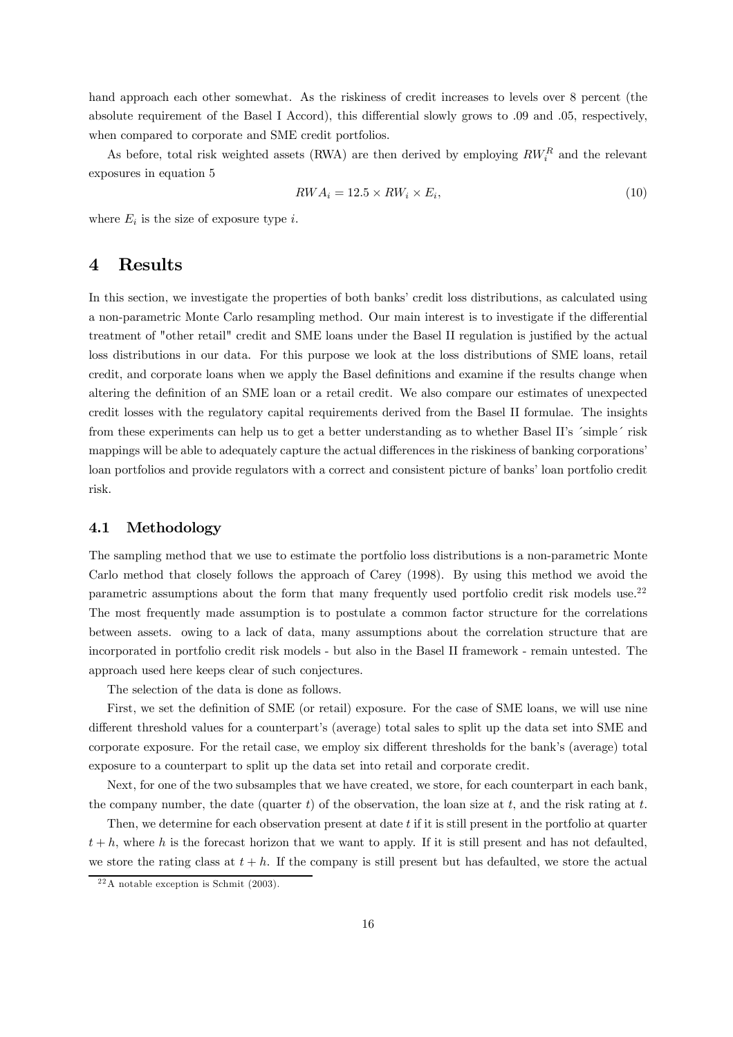hand approach each other somewhat. As the riskiness of credit increases to levels over 8 percent (the absolute requirement of the Basel I Accord), this differential slowly grows to .09 and .05, respectively, when compared to corporate and SME credit portfolios.

As before, total risk weighted assets (RWA) are then derived by employing $RW_i^R$ and the relevant exposures in equation 5

$$RWA_i = 12.5 \times RW_i \times E_i, \tag{10}$$

where $E_i$ is the size of exposure type $i$.

# 4 Results

In this section, we investigate the properties of both banks' credit loss distributions, as calculated using a non-parametric Monte Carlo resampling method. Our main interest is to investigate if the differential treatment of "other retail" credit and SME loans under the Basel II regulation is justified by the actual loss distributions in our data. For this purpose we look at the loss distributions of SME loans, retail credit, and corporate loans when we apply the Basel definitions and examine if the results change when altering the definition of an SME loan or a retail credit. We also compare our estimates of unexpected credit losses with the regulatory capital requirements derived from the Basel II formulae. The insights from these experiments can help us to get a better understanding as to whether Basel II's ´simple´ risk mappings will be able to adequately capture the actual differences in the riskiness of banking corporations' loan portfolios and provide regulators with a correct and consistent picture of banks' loan portfolio credit risk.

## 4.1 Methodology

The sampling method that we use to estimate the portfolio loss distributions is a non-parametric Monte Carlo method that closely follows the approach of Carey (1998). By using this method we avoid the parametric assumptions about the form that many frequently used portfolio credit risk models use.[22] The most frequently made assumption is to postulate a common factor structure for the correlations between assets. owing to a lack of data, many assumptions about the correlation structure that are incorporated in portfolio credit risk models - but also in the Basel II framework - remain untested. The approach used here keeps clear of such conjectures.

The selection of the data is done as follows.

First, we set the definition of SME (or retail) exposure. For the case of SME loans, we will use nine different threshold values for a counterpart's (average) total sales to split up the data set into SME and corporate exposure. For the retail case, we employ six different thresholds for the bank's (average) total exposure to a counterpart to split up the data set into retail and corporate credit.

Next, for one of the two subsamples that we have created, we store, for each counterpart in each bank, the company number, the date (quarter $t$) of the observation, the loan size at $t$, and the risk rating at $t$.

Then, we determine for each observation present at date $t$ if it is still present in the portfolio at quarter $t + h$, where $h$ is the forecast horizon that we want to apply. If it is still present and has not defaulted, we store the rating class at $t + h$. If the company is still present but has defaulted, we store the actual

[22] A notable exception is Schmit (2003).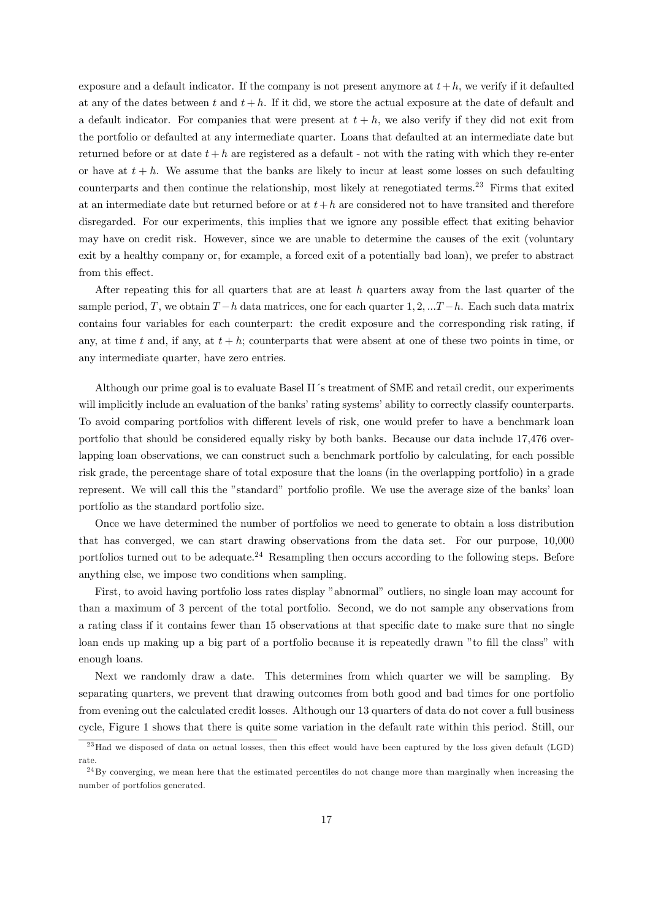exposure and a default indicator. If the company is not present anymore at $t+h$, we verify if it defaulted at any of the dates between $t$ and $t+h$. If it did, we store the actual exposure at the date of default and a default indicator. For companies that were present at $t+h$, we also verify if they did not exit from the portfolio or defaulted at any intermediate quarter. Loans that defaulted at an intermediate date but returned before or at date $t+h$ are registered as a default - not with the rating with which they re-enter or have at $t+h$. We assume that the banks are likely to incur at least some losses on such defaulting counterparts and then continue the relationship, most likely at renegotiated terms.[23] Firms that exited at an intermediate date but returned before or at $t+h$ are considered not to have transited and therefore disregarded. For our experiments, this implies that we ignore any possible effect that exiting behavior may have on credit risk. However, since we are unable to determine the causes of the exit (voluntary exit by a healthy company or, for example, a forced exit of a potentially bad loan), we prefer to abstract from this effect.

After repeating this for all quarters that are at least $h$ quarters away from the last quarter of the sample period, $T$, we obtain $T-h$ data matrices, one for each quarter $1, 2, ...T-h$. Each such data matrix contains four variables for each counterpart: the credit exposure and the corresponding risk rating, if any, at time $t$ and, if any, at $t+h$; counterparts that were absent at one of these two points in time, or any intermediate quarter, have zero entries.

Although our prime goal is to evaluate Basel II´s treatment of SME and retail credit, our experiments will implicitly include an evaluation of the banks' rating systems' ability to correctly classify counterparts. To avoid comparing portfolios with different levels of risk, one would prefer to have a benchmark loan portfolio that should be considered equally risky by both banks. Because our data include 17,476 overlapping loan observations, we can construct such a benchmark portfolio by calculating, for each possible risk grade, the percentage share of total exposure that the loans (in the overlapping portfolio) in a grade represent. We will call this the "standard" portfolio profile. We use the average size of the banks' loan portfolio as the standard portfolio size.

Once we have determined the number of portfolios we need to generate to obtain a loss distribution that has converged, we can start drawing observations from the data set. For our purpose, 10,000 portfolios turned out to be adequate.[24] Resampling then occurs according to the following steps. Before anything else, we impose two conditions when sampling.

First, to avoid having portfolio loss rates display "abnormal" outliers, no single loan may account for than a maximum of 3 percent of the total portfolio. Second, we do not sample any observations from a rating class if it contains fewer than 15 observations at that specific date to make sure that no single loan ends up making up a big part of a portfolio because it is repeatedly drawn "to fill the class" with enough loans.

Next we randomly draw a date. This determines from which quarter we will be sampling. By separating quarters, we prevent that drawing outcomes from both good and bad times for one portfolio from evening out the calculated credit losses. Although our 13 quarters of data do not cover a full business cycle, Figure 1 shows that there is quite some variation in the default rate within this period. Still, our

[23] Had we disposed of data on actual losses, then this effect would have been captured by the loss given default (LGD) rate.

[24] By converging, we mean here that the estimated percentiles do not change more than marginally when increasing the number of portfolios generated.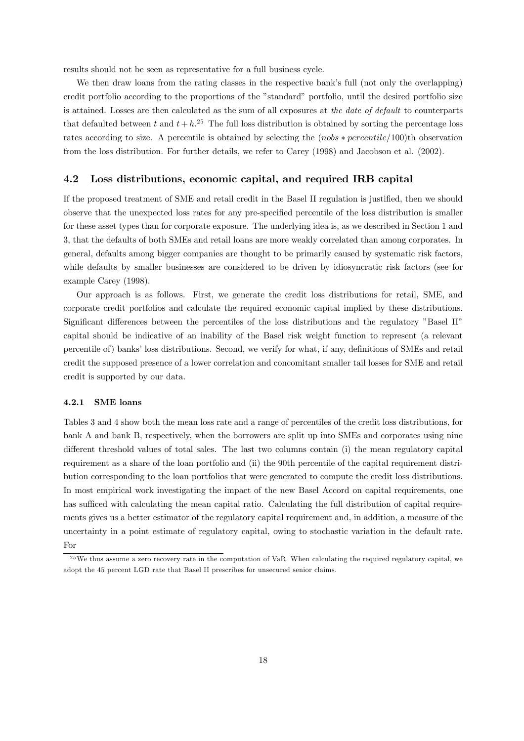results should not be seen as representative for a full business cycle.

We then draw loans from the rating classes in the respective bank's full (not only the overlapping) credit portfolio according to the proportions of the "standard" portfolio, until the desired portfolio size is attained. Losses are then calculated as the sum of all exposures at *the date of default* to counterparts that defaulted between $t$ and $t+h$.[25] The full loss distribution is obtained by sorting the percentage loss rates according to size. A percentile is obtained by selecting the $(nobs * percentile/100)$th observation from the loss distribution. For further details, we refer to Carey (1998) and Jacobson et al. (2002).

## 4.2 Loss distributions, economic capital, and required IRB capital

If the proposed treatment of SME and retail credit in the Basel II regulation is justified, then we should observe that the unexpected loss rates for any pre-specified percentile of the loss distribution is smaller for these asset types than for corporate exposure. The underlying idea is, as we described in Section 1 and 3, that the defaults of both SMEs and retail loans are more weakly correlated than among corporates. In general, defaults among bigger companies are thought to be primarily caused by systematic risk factors, while defaults by smaller businesses are considered to be driven by idiosyncratic risk factors (see for example Carey (1998).

Our approach is as follows. First, we generate the credit loss distributions for retail, SME, and corporate credit portfolios and calculate the required economic capital implied by these distributions. Significant differences between the percentiles of the loss distributions and the regulatory "Basel II" capital should be indicative of an inability of the Basel risk weight function to represent (a relevant percentile of) banks' loss distributions. Second, we verify for what, if any, definitions of SMEs and retail credit the supposed presence of a lower correlation and concomitant smaller tail losses for SME and retail credit is supported by our data.

### 4.2.1 SME loans

Tables 3 and 4 show both the mean loss rate and a range of percentiles of the credit loss distributions, for bank A and bank B, respectively, when the borrowers are split up into SMEs and corporates using nine different threshold values of total sales. The last two columns contain (i) the mean regulatory capital requirement as a share of the loan portfolio and (ii) the 90th percentile of the capital requirement distribution corresponding to the loan portfolios that were generated to compute the credit loss distributions. In most empirical work investigating the impact of the new Basel Accord on capital requirements, one has sufficed with calculating the mean capital ratio. Calculating the full distribution of capital requirements gives us a better estimator of the regulatory capital requirement and, in addition, a measure of the uncertainty in a point estimate of regulatory capital, owing to stochastic variation in the default rate. For

[25] We thus assume a zero recovery rate in the computation of VaR. When calculating the required regulatory capital, we adopt the 45 percent LGD rate that Basel II prescribes for unsecured senior claims.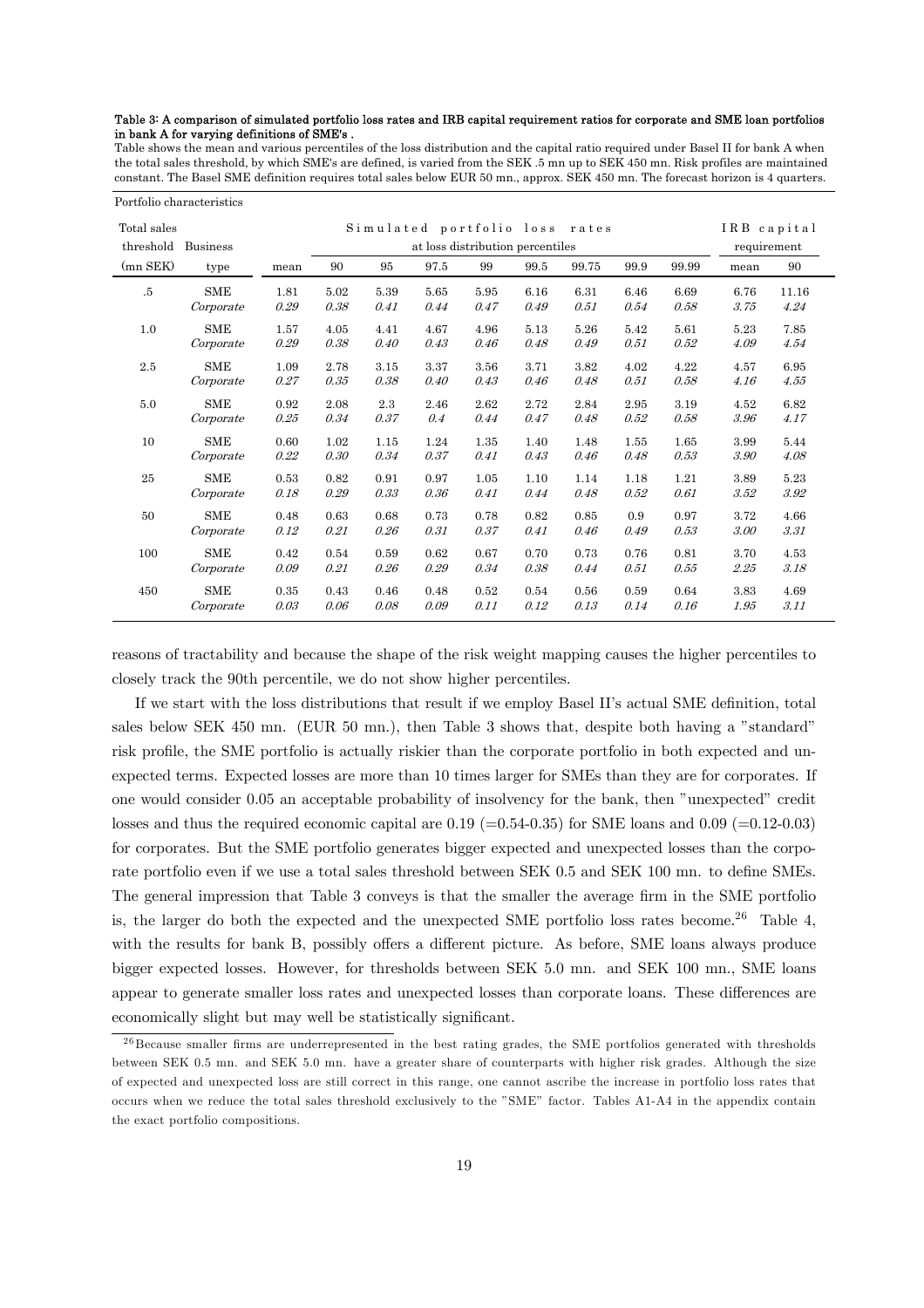**Table 3: A comparison of simulated portfolio loss rates and IRB capital requirement ratios for corporate and SME loan portfolios in bank A for varying definitions of SME's .**

Table shows the mean and various percentiles of the loss distribution and the capital ratio required under Basel II for bank A when the total sales threshold, by which SME's are defined, is varied from the SEK .5 mn up to SEK 450 mn. Risk profiles are maintained constant. The Basel SME definition requires total sales below EUR 50 mn., approx. SEK 450 mn. The forecast horizon is 4 quarters.

| Portfolio characteristics | | | | | | | | | | | | |
|---|---|---|---|---|---|---|---|---|---|---|---|---|
| Total sales threshold (mn SEK) | Business type | Simulated portfolio loss rates | | | | | | | | | IRB capital requirement | |
| | | mean | at loss distribution percentiles | | | | | | | | | |
| | | | 90 | 95 | 97.5 | 99 | 99.5 | 99.75 | 99.9 | 99.99 | mean | 90 |
| .5 | SME | 1.81 | 5.02 | 5.39 | 5.65 | 5.95 | 6.16 | 6.31 | 6.46 | 6.69 | 6.76 | 11.16 |
| | *Corporate* | *0.29* | *0.38* | *0.41* | *0.44* | *0.47* | *0.49* | *0.51* | *0.54* | *0.58* | *3.75* | *4.24* |
| 1.0 | SME | 1.57 | 4.05 | 4.41 | 4.67 | 4.96 | 5.13 | 5.26 | 5.42 | 5.61 | 5.23 | 7.85 |
| | *Corporate* | *0.29* | *0.38* | *0.40* | *0.43* | *0.46* | *0.48* | *0.49* | *0.51* | *0.52* | *4.09* | *4.54* |
| 2.5 | SME | 1.09 | 2.78 | 3.15 | 3.37 | 3.56 | 3.71 | 3.82 | 4.02 | 4.22 | 4.57 | 6.95 |
| | *Corporate* | *0.27* | *0.35* | *0.38* | *0.40* | *0.43* | *0.46* | *0.48* | *0.51* | *0.58* | *4.16* | *4.55* |
| 5.0 | SME | 0.92 | 2.08 | 2.3 | 2.46 | 2.62 | 2.72 | 2.84 | 2.95 | 3.19 | 4.52 | 6.82 |
| | *Corporate* | *0.25* | *0.34* | *0.37* | *0.4* | *0.44* | *0.47* | *0.48* | *0.52* | *0.58* | *3.96* | *4.17* |
| 10 | SME | 0.60 | 1.02 | 1.15 | 1.24 | 1.35 | 1.40 | 1.48 | 1.55 | 1.65 | 3.99 | 5.44 |
| | *Corporate* | *0.22* | *0.30* | *0.34* | *0.37* | *0.41* | *0.43* | *0.46* | *0.48* | *0.53* | *3.90* | *4.08* |
| 25 | SME | 0.53 | 0.82 | 0.91 | 0.97 | 1.05 | 1.10 | 1.14 | 1.18 | 1.21 | 3.89 | 5.23 |
| | *Corporate* | *0.18* | *0.29* | *0.33* | *0.36* | *0.41* | *0.44* | *0.48* | *0.52* | *0.61* | *3.52* | *3.92* |
| 50 | SME | 0.48 | 0.63 | 0.68 | 0.73 | 0.78 | 0.82 | 0.85 | 0.9 | 0.97 | 3.72 | 4.66 |
| | *Corporate* | *0.12* | *0.21* | *0.26* | *0.31* | *0.37* | *0.41* | *0.46* | *0.49* | *0.53* | *3.00* | *3.31* |
| 100 | SME | 0.42 | 0.54 | 0.59 | 0.62 | 0.67 | 0.70 | 0.73 | 0.76 | 0.81 | 3.70 | 4.53 |
| | *Corporate* | *0.09* | *0.21* | *0.26* | *0.29* | *0.34* | *0.38* | *0.44* | *0.51* | *0.55* | *2.25* | *3.18* |
| 450 | SME | 0.35 | 0.43 | 0.46 | 0.48 | 0.52 | 0.54 | 0.56 | 0.59 | 0.64 | 3.83 | 4.69 |
| | *Corporate* | *0.03* | *0.06* | *0.08* | *0.09* | *0.11* | *0.12* | *0.13* | *0.14* | *0.16* | *1.95* | *3.11* |

reasons of tractability and because the shape of the risk weight mapping causes the higher percentiles to closely track the 90th percentile, we do not show higher percentiles.

If we start with the loss distributions that result if we employ Basel II's actual SME definition, total sales below SEK 450 mn. (EUR 50 mn.), then Table 3 shows that, despite both having a "standard" risk profile, the SME portfolio is actually riskier than the corporate portfolio in both expected and unexpected terms. Expected losses are more than 10 times larger for SMEs than they are for corporates. If one would consider 0.05 an acceptable probability of insolvency for the bank, then "unexpected" credit losses and thus the required economic capital are 0.19 (=0.54-0.35) for SME loans and 0.09 (=0.12-0.03) for corporates. But the SME portfolio generates bigger expected and unexpected losses than the corporate portfolio even if we use a total sales threshold between SEK 0.5 and SEK 100 mn. to define SMEs. The general impression that Table 3 conveys is that the smaller the average firm in the SME portfolio is, the larger do both the expected and the unexpected SME portfolio loss rates become.[26] Table 4, with the results for bank B, possibly offers a different picture. As before, SME loans always produce bigger expected losses. However, for thresholds between SEK 5.0 mn. and SEK 100 mn., SME loans appear to generate smaller loss rates and unexpected losses than corporate loans. These differences are economically slight but may well be statistically significant.

[26] Because smaller firms are underrepresented in the best rating grades, the SME portfolios generated with thresholds between SEK 0.5 mn. and SEK 5.0 mn. have a greater share of counterparts with higher risk grades. Although the size of expected and unexpected loss are still correct in this range, one cannot ascribe the increase in portfolio loss rates that occurs when we reduce the total sales threshold exclusively to the "SME" factor. Tables A1-A4 in the appendix contain the exact portfolio compositions.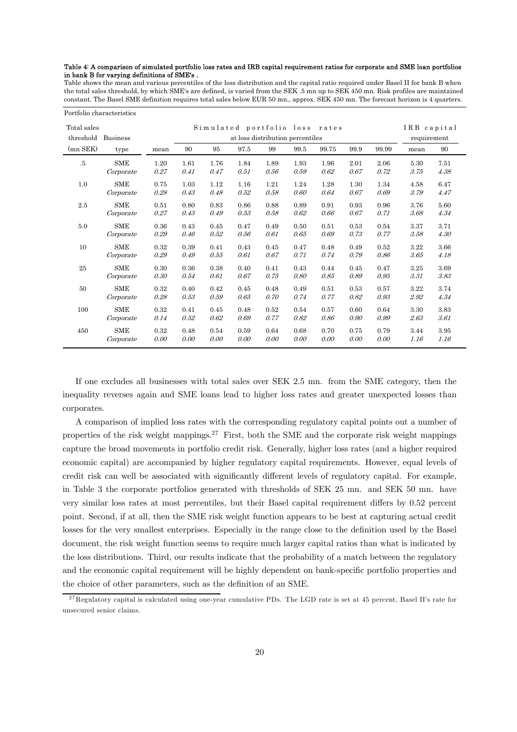**Table 4: A comparison of simulated portfolio loss rates and IRB capital requirement ratios for corporate and SME loan portfolios in bank B for varying definitions of SME's .**

Table shows the mean and various percentiles of the loss distribution and the capital ratio required under Basel II for bank B when the total sales threshold, by which SME's are defined, is varied from the SEK .5 mn up to SEK 450 mn. Risk profiles are maintained constant. The Basel SME definition requires total sales below EUR 50 mn., approx. SEK 450 mn. The forecast horizon is 4 quarters.

| Portfolio characteristics | | Simulated portfolio loss rates | | | | | | | | | IRB capital requirement | |
|---|---|---|---|---|---|---|---|---|---|---|---|---|
| Total sales threshold (mn SEK) | Business type | mean | at loss distribution percentiles | | | | | | | | mean | 90 |
| | | | 90 | 95 | 97.5 | 99 | 99.5 | 99.75 | 99.9 | 99.99 | | |
| .5 | SME | 1.20 | 1.61 | 1.76 | 1.84 | 1.89 | 1.93 | 1.96 | 2.01 | 2.06 | 5.30 | 7.51 |
| | *Corporate* | *0.27* | *0.41* | *0.47* | *0.51* | *0.56* | *0.59* | *0.62* | *0.67* | *0.72* | *3.75* | *4.38* |
| 1.0 | SME | 0.75 | 1.03 | 1.12 | 1.16 | 1.21 | 1.24 | 1.28 | 1.30 | 1.34 | 4.58 | 6.47 |
| | *Corporate* | *0.28* | *0.43* | *0.48* | *0.52* | *0.58* | *0.60* | *0.64* | *0.67* | *0.69* | *3.79* | *4.47* |
| 2.5 | SME | 0.51 | 0.80 | 0.83 | 0.86 | 0.88 | 0.89 | 0.91 | 0.93 | 0.96 | 3.76 | 5.60 |
| | *Corporate* | *0.27* | *0.43* | *0.49* | *0.53* | *0.58* | *0.62* | *0.66* | *0.67* | *0.71* | *3.68* | *4.34* |
| 5.0 | SME | 0.36 | 0.43 | 0.45 | 0.47 | 0.49 | 0.50 | 0.51 | 0.53 | 0.54 | 3.37 | 3.71 |
| | *Corporate* | *0.29* | *0.46* | *0.52* | *0.56* | *0.61* | *0.65* | *0.69* | *0.73* | *0.77* | *3.58* | *4.30* |
| 10 | SME | 0.32 | 0.39 | 0.41 | 0.43 | 0.45 | 0.47 | 0.48 | 0.49 | 0.52 | 3.22 | 3.66 |
| | *Corporate* | *0.29* | *0.49* | *0.55* | *0.61* | *0.67* | *0.71* | *0.74* | *0.79* | *0.86* | *3.65* | *4.18* |
| 25 | SME | 0.30 | 0.36 | 0.38 | 0.40 | 0.41 | 0.43 | 0.44 | 0.45 | 0.47 | 3.25 | 3.69 |
| | *Corporate* | *0.30* | *0.54* | *0.61* | *0.67* | *0.75* | *0.80* | *0.85* | *0.89* | *0.95* | *3.31* | *3.83* |
| 50 | SME | 0.32 | 0.40 | 0.42 | 0.45 | 0.48 | 0.49 | 0.51 | 0.53 | 0.57 | 3.22 | 3.74 |
| | *Corporate* | *0.28* | *0.53* | *0.59* | *0.65* | *0.70* | *0.74* | *0.77* | *0.82* | *0.93* | *2.92* | *4.34* |
| 100 | SME | 0.32 | 0.41 | 0.45 | 0.48 | 0.52 | 0.54 | 0.57 | 0.60 | 0.64 | 3.30 | 3.83 |
| | *Corporate* | *0.14* | *0.52* | *0.62* | *0.69* | *0.77* | *0.82* | *0.86* | *0.90* | *0.99* | *2.63* | *3.61* |
| 450 | SME | 0.32 | 0.48 | 0.54 | 0.59 | 0.64 | 0.68 | 0.70 | 0.75 | 0.79 | 3.44 | 3.95 |
| | *Corporate* | *0.00* | *0.00* | *0.00* | *0.00* | *0.00* | *0.00* | *0.00* | *0.00* | *0.00* | *1.16* | *1.16* |

If one excludes all businesses with total sales over SEK 2.5 mn. from the SME category, then the inequality reverses again and SME loans lead to higher loss rates and greater unexpected losses than corporates.

A comparison of implied loss rates with the corresponding regulatory capital points out a number of properties of the risk weight mappings.[27] First, both the SME and the corporate risk weight mappings capture the broad movements in portfolio credit risk. Generally, higher loss rates (and a higher required economic capital) are accompanied by higher regulatory capital requirements. However, equal levels of credit risk can well be associated with significantly different levels of regulatory capital. For example, in Table 3 the corporate portfolios generated with thresholds of SEK 25 mn. and SEK 50 mn. have very similar loss rates at most percentiles, but their Basel capital requirement differs by 0.52 percent point. Second, if at all, then the SME risk weight function appears to be best at capturing actual credit losses for the very smallest enterprises. Especially in the range close to the definition used by the Basel document, the risk weight function seems to require much larger capital ratios than what is indicated by the loss distributions. Third, our results indicate that the probability of a match between the regulatory and the economic capital requirement will be highly dependent on bank-specific portfolio properties and the choice of other parameters, such as the definition of an SME.

[27] Regulatory capital is calculated using one-year cumulative PDs. The LGD rate is set at 45 percent, Basel II's rate for unsecured senior claims.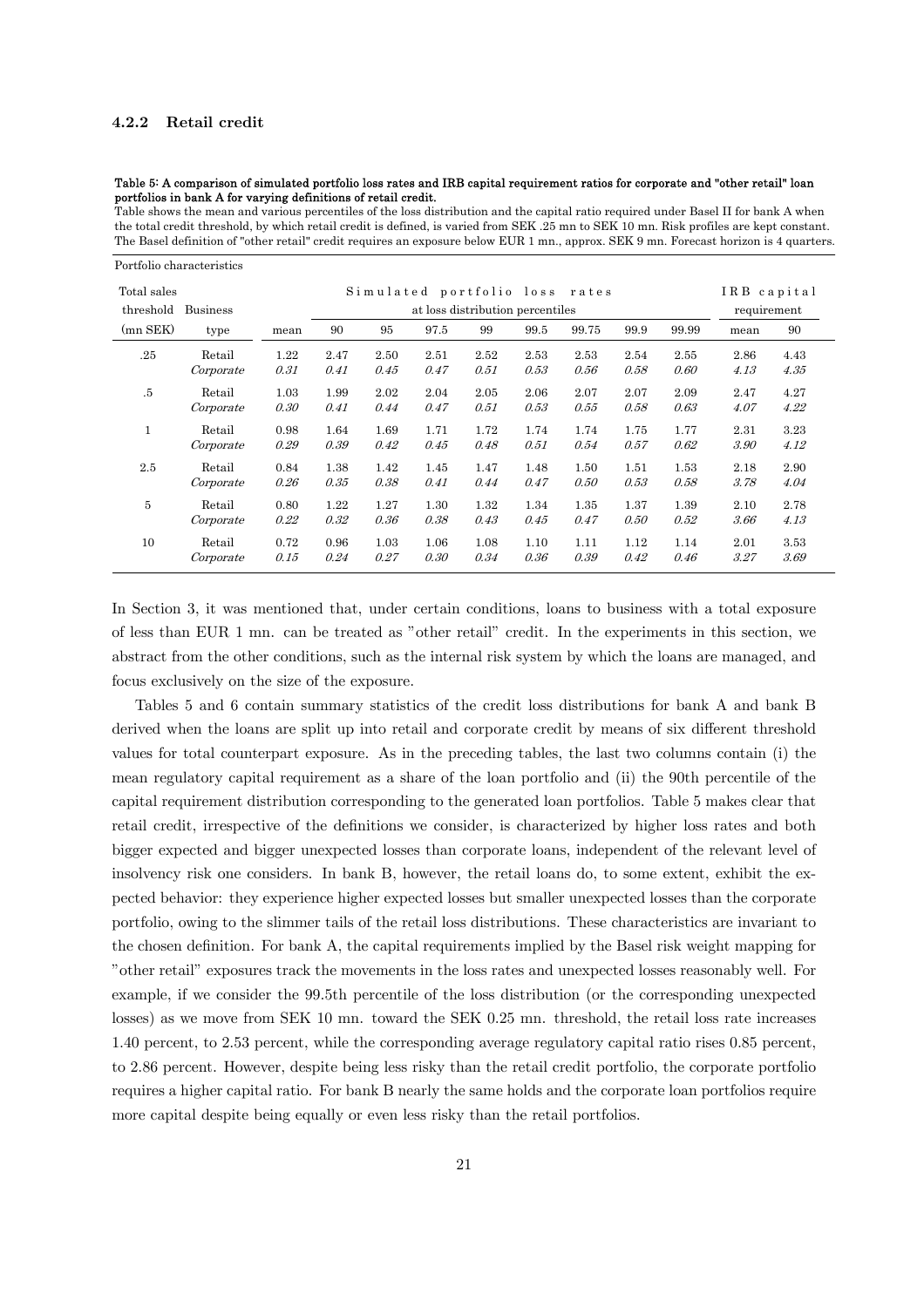### 4.2.2 Retail credit

**Table 5: A comparison of simulated portfolio loss rates and IRB capital requirement ratios for corporate and "other retail" loan portfolios in bank A for varying definitions of retail credit.**

Table shows the mean and various percentiles of the loss distribution and the capital ratio required under Basel II for bank A when the total credit threshold, by which retail credit is defined, is varied from SEK .25 mn to SEK 10 mn. Risk profiles are kept constant. The Basel definition of "other retail" credit requires an exposure below EUR 1 mn., approx. SEK 9 mn. Forecast horizon is 4 quarters.

| Portfolio characteristics | | Simulated portfolio loss rates | | | | | | | | | IRB capital requirement | |
|---|---|---|---|---|---|---|---|---|---|---|---|---|
| Total sales threshold (mn SEK) | Business type | mean | at loss distribution percentiles 90 | 95 | 97.5 | 99 | 99.5 | 99.75 | 99.9 | 99.99 | mean | 90 |
| .25 | Retail | 1.22 | 2.47 | 2.50 | 2.51 | 2.52 | 2.53 | 2.53 | 2.54 | 2.55 | 2.86 | 4.43 |
| | *Corporate* | *0.31* | *0.41* | *0.45* | *0.47* | *0.51* | *0.53* | *0.56* | *0.58* | *0.60* | *4.13* | *4.35* |
| .5 | Retail | 1.03 | 1.99 | 2.02 | 2.04 | 2.05 | 2.06 | 2.07 | 2.07 | 2.09 | 2.47 | 4.27 |
| | *Corporate* | *0.30* | *0.41* | *0.44* | *0.47* | *0.51* | *0.53* | *0.55* | *0.58* | *0.63* | *4.07* | *4.22* |
| 1 | Retail | 0.98 | 1.64 | 1.69 | 1.71 | 1.72 | 1.74 | 1.74 | 1.75 | 1.77 | 2.31 | 3.23 |
| | *Corporate* | *0.29* | *0.39* | *0.42* | *0.45* | *0.48* | *0.51* | *0.54* | *0.57* | *0.62* | *3.90* | *4.12* |
| 2.5 | Retail | 0.84 | 1.38 | 1.42 | 1.45 | 1.47 | 1.48 | 1.50 | 1.51 | 1.53 | 2.18 | 2.90 |
| | *Corporate* | *0.26* | *0.35* | *0.38* | *0.41* | *0.44* | *0.47* | *0.50* | *0.53* | *0.58* | *3.78* | *4.04* |
| 5 | Retail | 0.80 | 1.22 | 1.27 | 1.30 | 1.32 | 1.34 | 1.35 | 1.37 | 1.39 | 2.10 | 2.78 |
| | *Corporate* | *0.22* | *0.32* | *0.36* | *0.38* | *0.43* | *0.45* | *0.47* | *0.50* | *0.52* | *3.66* | *4.13* |
| 10 | Retail | 0.72 | 0.96 | 1.03 | 1.06 | 1.08 | 1.10 | 1.11 | 1.12 | 1.14 | 2.01 | 3.53 |
| | *Corporate* | *0.15* | *0.24* | *0.27* | *0.30* | *0.34* | *0.36* | *0.39* | *0.42* | *0.46* | *3.27* | *3.69* |

In Section 3, it was mentioned that, under certain conditions, loans to business with a total exposure of less than EUR 1 mn. can be treated as "other retail" credit. In the experiments in this section, we abstract from the other conditions, such as the internal risk system by which the loans are managed, and focus exclusively on the size of the exposure.

Tables 5 and 6 contain summary statistics of the credit loss distributions for bank A and bank B derived when the loans are split up into retail and corporate credit by means of six different threshold values for total counterpart exposure. As in the preceding tables, the last two columns contain (i) the mean regulatory capital requirement as a share of the loan portfolio and (ii) the 90th percentile of the capital requirement distribution corresponding to the generated loan portfolios. Table 5 makes clear that retail credit, irrespective of the definitions we consider, is characterized by higher loss rates and both bigger expected and bigger unexpected losses than corporate loans, independent of the relevant level of insolvency risk one considers. In bank B, however, the retail loans do, to some extent, exhibit the expected behavior: they experience higher expected losses but smaller unexpected losses than the corporate portfolio, owing to the slimmer tails of the retail loss distributions. These characteristics are invariant to the chosen definition. For bank A, the capital requirements implied by the Basel risk weight mapping for "other retail" exposures track the movements in the loss rates and unexpected losses reasonably well. For example, if we consider the 99.5th percentile of the loss distribution (or the corresponding unexpected losses) as we move from SEK 10 mn. toward the SEK 0.25 mn. threshold, the retail loss rate increases 1.40 percent, to 2.53 percent, while the corresponding average regulatory capital ratio rises 0.85 percent, to 2.86 percent. However, despite being less risky than the retail credit portfolio, the corporate portfolio requires a higher capital ratio. For bank B nearly the same holds and the corporate loan portfolios require more capital despite being equally or even less risky than the retail portfolios.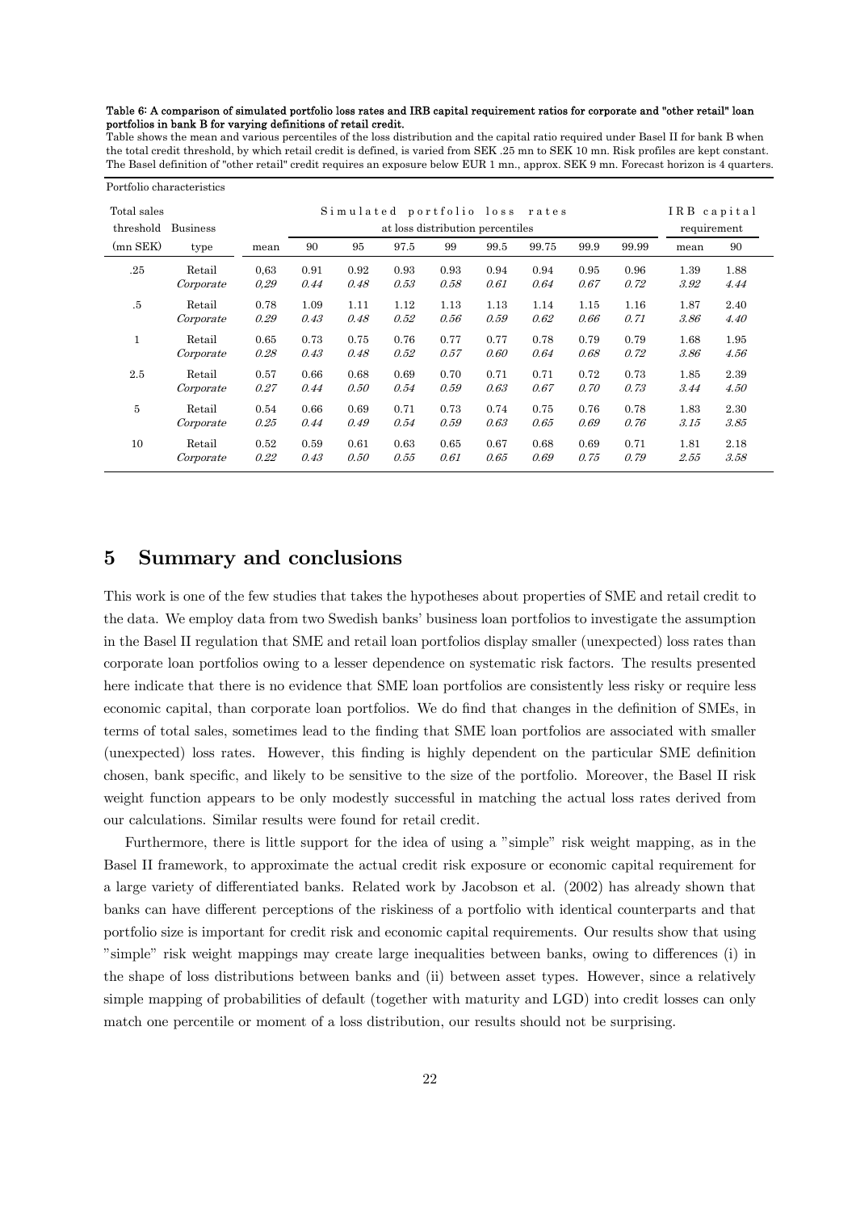**Table 6: A comparison of simulated portfolio loss rates and IRB capital requirement ratios for corporate and "other retail" loan portfolios in bank B for varying definitions of retail credit.**

Table shows the mean and various percentiles of the loss distribution and the capital ratio required under Basel II for bank B when the total credit threshold, by which retail credit is defined, is varied from SEK .25 mn to SEK 10 mn. Risk profiles are kept constant. The Basel definition of "other retail" credit requires an exposure below EUR 1 mn., approx. SEK 9 mn. Forecast horizon is 4 quarters.

| Portfolio characteristics | | Simulated portfolio loss rates | | | | | | | | | IRB capital | |
|---|---|---|---|---|---|---|---|---|---|---|---|---|
| Total sales threshold | Business | | at loss distribution percentiles | | | | | | | | requirement | |
| (mn SEK) | type | mean | 90 | 95 | 97.5 | 99 | 99.5 | 99.75 | 99.9 | 99.99 | mean | 90 |
| .25 | Retail | 0,63 | 0.91 | 0.92 | 0.93 | 0.93 | 0.94 | 0.94 | 0.95 | 0.96 | 1.39 | 1.88 |
| | *Corporate* | *0,29* | *0.44* | *0.48* | *0.53* | *0.58* | *0.61* | *0.64* | *0.67* | *0.72* | *3.92* | *4.44* |
| .5 | Retail | 0.78 | 1.09 | 1.11 | 1.12 | 1.13 | 1.13 | 1.14 | 1.15 | 1.16 | 1.87 | 2.40 |
| | *Corporate* | *0.29* | *0.43* | *0.48* | *0.52* | *0.56* | *0.59* | *0.62* | *0.66* | *0.71* | *3.86* | *4.40* |
| 1 | Retail | 0.65 | 0.73 | 0.75 | 0.76 | 0.77 | 0.77 | 0.78 | 0.79 | 0.79 | 1.68 | 1.95 |
| | *Corporate* | *0.28* | *0.43* | *0.48* | *0.52* | *0.57* | *0.60* | *0.64* | *0.68* | *0.72* | *3.86* | *4.56* |
| 2.5 | Retail | 0.57 | 0.66 | 0.68 | 0.69 | 0.70 | 0.71 | 0.71 | 0.72 | 0.73 | 1.85 | 2.39 |
| | *Corporate* | *0.27* | *0.44* | *0.50* | *0.54* | *0.59* | *0.63* | *0.67* | *0.70* | *0.73* | *3.44* | *4.50* |
| 5 | Retail | 0.54 | 0.66 | 0.69 | 0.71 | 0.73 | 0.74 | 0.75 | 0.76 | 0.78 | 1.83 | 2.30 |
| | *Corporate* | *0.25* | *0.44* | *0.49* | *0.54* | *0.59* | *0.63* | *0.65* | *0.69* | *0.76* | *3.15* | *3.85* |
| 10 | Retail | 0.52 | 0.59 | 0.61 | 0.63 | 0.65 | 0.67 | 0.68 | 0.69 | 0.71 | 1.81 | 2.18 |
| | *Corporate* | *0.22* | *0.43* | *0.50* | *0.55* | *0.61* | *0.65* | *0.69* | *0.75* | *0.79* | *2.55* | *3.58* |

# 5 Summary and conclusions

This work is one of the few studies that takes the hypotheses about properties of SME and retail credit to the data. We employ data from two Swedish banks' business loan portfolios to investigate the assumption in the Basel II regulation that SME and retail loan portfolios display smaller (unexpected) loss rates than corporate loan portfolios owing to a lesser dependence on systematic risk factors. The results presented here indicate that there is no evidence that SME loan portfolios are consistently less risky or require less economic capital, than corporate loan portfolios. We do find that changes in the definition of SMEs, in terms of total sales, sometimes lead to the finding that SME loan portfolios are associated with smaller (unexpected) loss rates. However, this finding is highly dependent on the particular SME definition chosen, bank specific, and likely to be sensitive to the size of the portfolio. Moreover, the Basel II risk weight function appears to be only modestly successful in matching the actual loss rates derived from our calculations. Similar results were found for retail credit.

Furthermore, there is little support for the idea of using a "simple" risk weight mapping, as in the Basel II framework, to approximate the actual credit risk exposure or economic capital requirement for a large variety of differentiated banks. Related work by Jacobson et al. (2002) has already shown that banks can have different perceptions of the riskiness of a portfolio with identical counterparts and that portfolio size is important for credit risk and economic capital requirements. Our results show that using "simple" risk weight mappings may create large inequalities between banks, owing to differences (i) in the shape of loss distributions between banks and (ii) between asset types. However, since a relatively simple mapping of probabilities of default (together with maturity and LGD) into credit losses can only match one percentile or moment of a loss distribution, our results should not be surprising.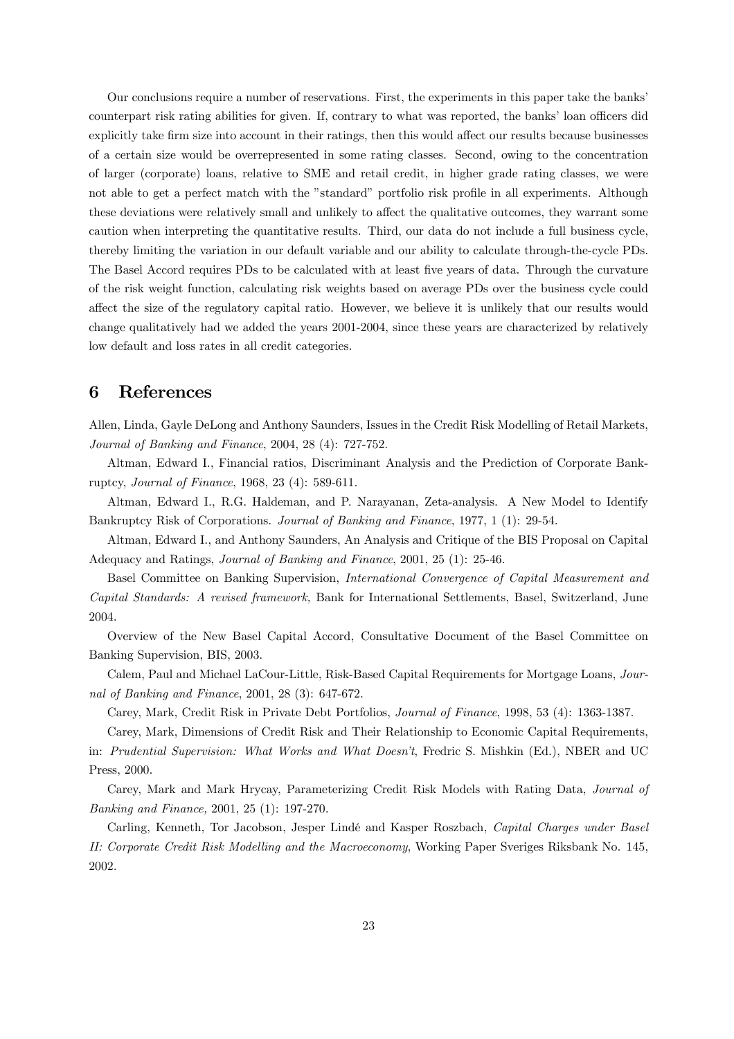Our conclusions require a number of reservations. First, the experiments in this paper take the banks' counterpart risk rating abilities for given. If, contrary to what was reported, the banks' loan officers did explicitly take firm size into account in their ratings, then this would affect our results because businesses of a certain size would be overrepresented in some rating classes. Second, owing to the concentration of larger (corporate) loans, relative to SME and retail credit, in higher grade rating classes, we were not able to get a perfect match with the "standard" portfolio risk profile in all experiments. Although these deviations were relatively small and unlikely to affect the qualitative outcomes, they warrant some caution when interpreting the quantitative results. Third, our data do not include a full business cycle, thereby limiting the variation in our default variable and our ability to calculate through-the-cycle PDs. The Basel Accord requires PDs to be calculated with at least five years of data. Through the curvature of the risk weight function, calculating risk weights based on average PDs over the business cycle could affect the size of the regulatory capital ratio. However, we believe it is unlikely that our results would change qualitatively had we added the years 2001-2004, since these years are characterized by relatively low default and loss rates in all credit categories.

# 6 References

Allen, Linda, Gayle DeLong and Anthony Saunders, Issues in the Credit Risk Modelling of Retail Markets, *Journal of Banking and Finance*, 2004, 28 (4): 727-752.

Altman, Edward I., Financial ratios, Discriminant Analysis and the Prediction of Corporate Bankruptcy, *Journal of Finance*, 1968, 23 (4): 589-611.

Altman, Edward I., R.G. Haldeman, and P. Narayanan, Zeta-analysis. A New Model to Identify Bankruptcy Risk of Corporations. *Journal of Banking and Finance*, 1977, 1 (1): 29-54.

Altman, Edward I., and Anthony Saunders, An Analysis and Critique of the BIS Proposal on Capital Adequacy and Ratings, *Journal of Banking and Finance*, 2001, 25 (1): 25-46.

Basel Committee on Banking Supervision, *International Convergence of Capital Measurement and Capital Standards: A revised framework,* Bank for International Settlements, Basel, Switzerland, June 2004.

Overview of the New Basel Capital Accord, Consultative Document of the Basel Committee on Banking Supervision, BIS, 2003.

Calem, Paul and Michael LaCour-Little, Risk-Based Capital Requirements for Mortgage Loans, *Journal of Banking and Finance*, 2001, 28 (3): 647-672.

Carey, Mark, Credit Risk in Private Debt Portfolios, *Journal of Finance*, 1998, 53 (4): 1363-1387.

Carey, Mark, Dimensions of Credit Risk and Their Relationship to Economic Capital Requirements, in: *Prudential Supervision: What Works and What Doesn't*, Fredric S. Mishkin (Ed.), NBER and UC Press, 2000.

Carey, Mark and Mark Hrycay, Parameterizing Credit Risk Models with Rating Data, *Journal of Banking and Finance,* 2001, 25 (1): 197-270.

Carling, Kenneth, Tor Jacobson, Jesper Lindé and Kasper Roszbach, *Capital Charges under Basel II: Corporate Credit Risk Modelling and the Macroeconomy*, Working Paper Sveriges Riksbank No. 145, 2002.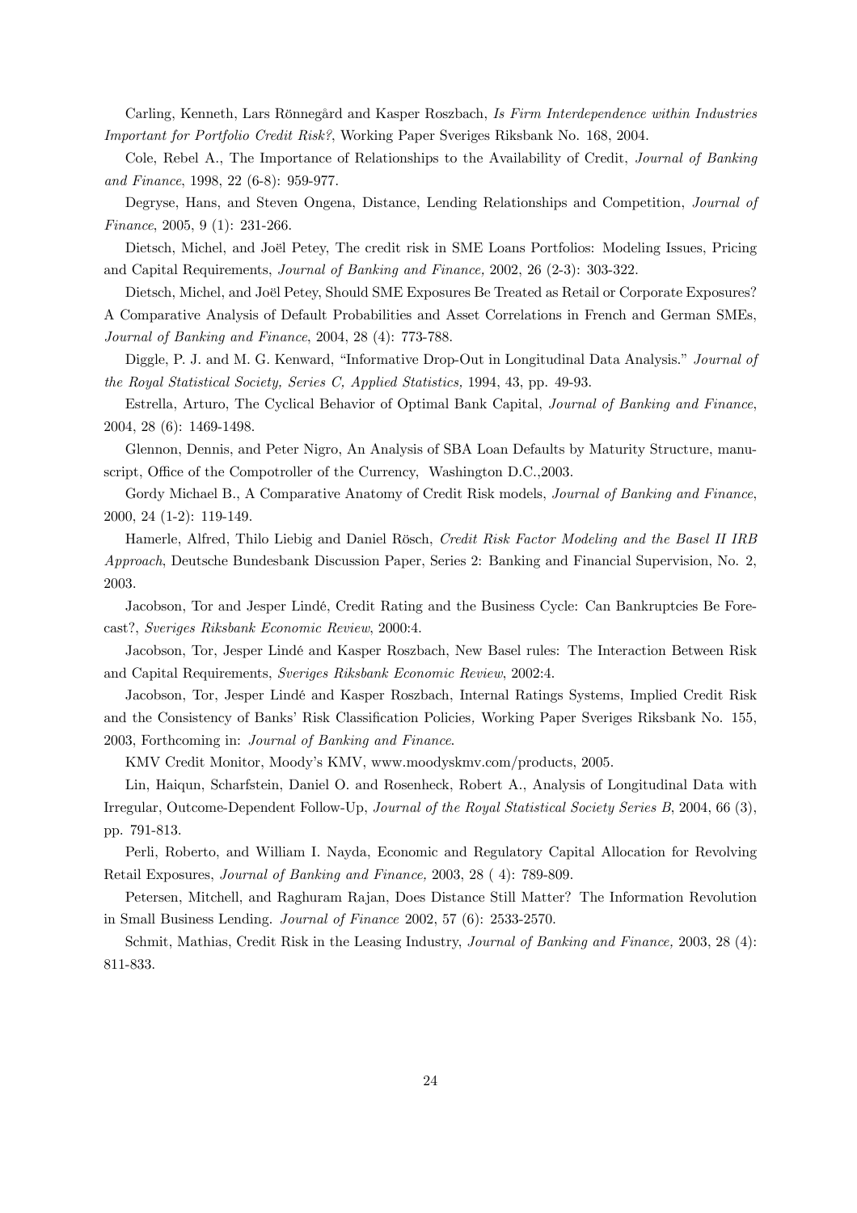Carling, Kenneth, Lars Rönnegård and Kasper Roszbach, *Is Firm Interdependence within Industries Important for Portfolio Credit Risk?*, Working Paper Sveriges Riksbank No. 168, 2004.

Cole, Rebel A., The Importance of Relationships to the Availability of Credit, *Journal of Banking and Finance*, 1998, 22 (6-8): 959-977.

Degryse, Hans, and Steven Ongena, Distance, Lending Relationships and Competition, *Journal of Finance*, 2005, 9 (1): 231-266.

Dietsch, Michel, and Joël Petey, The credit risk in SME Loans Portfolios: Modeling Issues, Pricing and Capital Requirements, *Journal of Banking and Finance,* 2002, 26 (2-3): 303-322.

Dietsch, Michel, and Joël Petey, Should SME Exposures Be Treated as Retail or Corporate Exposures? A Comparative Analysis of Default Probabilities and Asset Correlations in French and German SMEs, *Journal of Banking and Finance*, 2004, 28 (4): 773-788.

Diggle, P. J. and M. G. Kenward, "Informative Drop-Out in Longitudinal Data Analysis." *Journal of the Royal Statistical Society, Series C, Applied Statistics,* 1994, 43, pp. 49-93.

Estrella, Arturo, The Cyclical Behavior of Optimal Bank Capital, *Journal of Banking and Finance*, 2004, 28 (6): 1469-1498.

Glennon, Dennis, and Peter Nigro, An Analysis of SBA Loan Defaults by Maturity Structure, manuscript, Office of the Compotroller of the Currency, Washington D.C.,2003.

Gordy Michael B., A Comparative Anatomy of Credit Risk models, *Journal of Banking and Finance*, 2000, 24 (1-2): 119-149.

Hamerle, Alfred, Thilo Liebig and Daniel Rösch, *Credit Risk Factor Modeling and the Basel II IRB Approach*, Deutsche Bundesbank Discussion Paper, Series 2: Banking and Financial Supervision, No. 2, 2003.

Jacobson, Tor and Jesper Lindé, Credit Rating and the Business Cycle: Can Bankruptcies Be Forecast?, *Sveriges Riksbank Economic Review*, 2000:4.

Jacobson, Tor, Jesper Lindé and Kasper Roszbach, New Basel rules: The Interaction Between Risk and Capital Requirements, *Sveriges Riksbank Economic Review*, 2002:4.

Jacobson, Tor, Jesper Lindé and Kasper Roszbach, Internal Ratings Systems, Implied Credit Risk and the Consistency of Banks' Risk Classification Policies*,* Working Paper Sveriges Riksbank No. 155, 2003, Forthcoming in: *Journal of Banking and Finance*.

KMV Credit Monitor, Moody's KMV, www.moodyskmv.com/products, 2005.

Lin, Haiqun, Scharfstein, Daniel O. and Rosenheck, Robert A., Analysis of Longitudinal Data with Irregular, Outcome-Dependent Follow-Up, *Journal of the Royal Statistical Society Series B*, 2004, 66 (3), pp. 791-813.

Perli, Roberto, and William I. Nayda, Economic and Regulatory Capital Allocation for Revolving Retail Exposures, *Journal of Banking and Finance,* 2003, 28 ( 4): 789-809.

Petersen, Mitchell, and Raghuram Rajan, Does Distance Still Matter? The Information Revolution in Small Business Lending. *Journal of Finance* 2002, 57 (6): 2533-2570.

Schmit, Mathias, Credit Risk in the Leasing Industry, *Journal of Banking and Finance,* 2003, 28 (4): 811-833.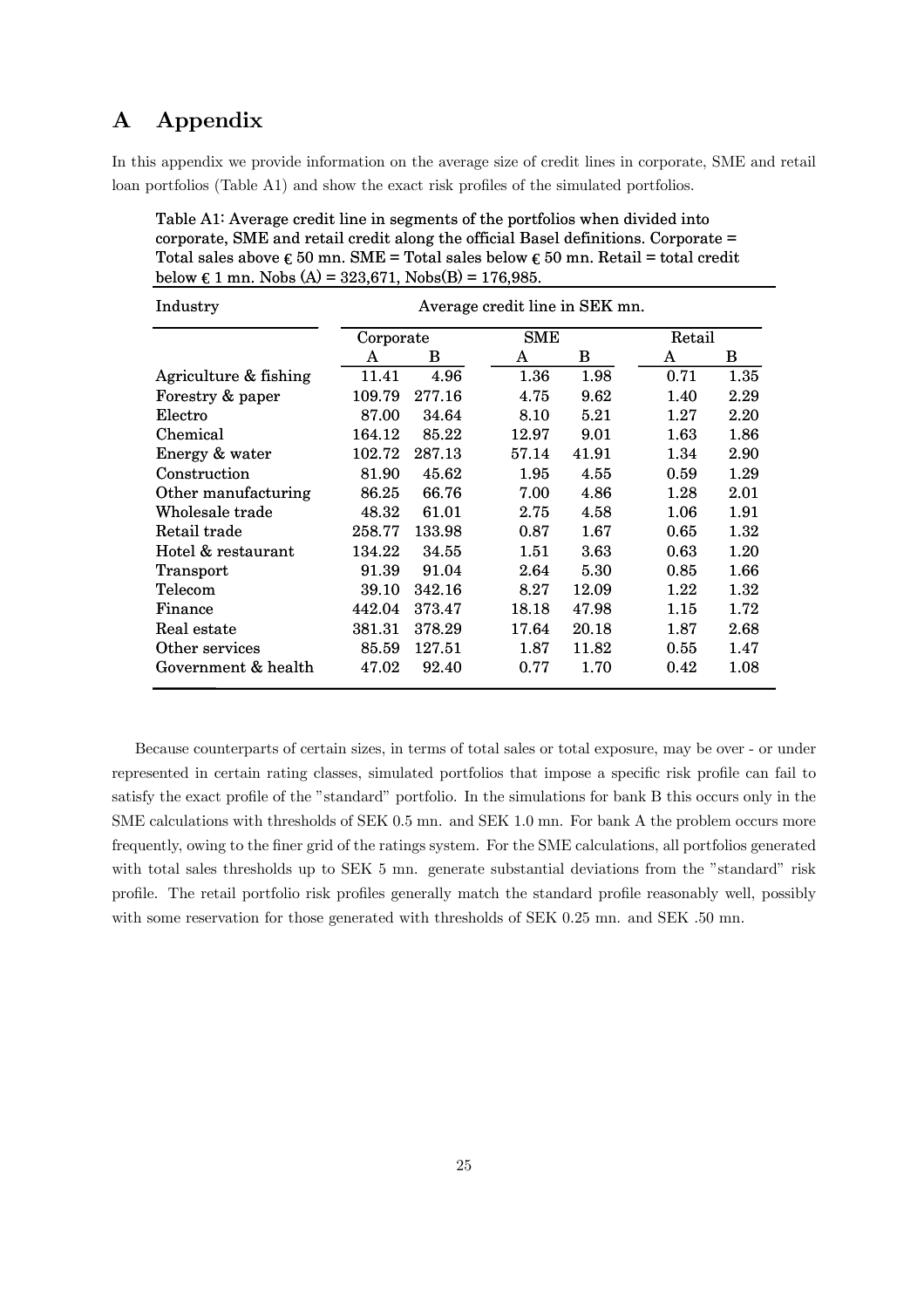# A Appendix

In this appendix we provide information on the average size of credit lines in corporate, SME and retail loan portfolios (Table A1) and show the exact risk profiles of the simulated portfolios.

**Table A1: Average credit line in segments of the portfolios when divided into corporate, SME and retail credit along the official Basel definitions. Corporate = Total sales above € 50 mn. SME = Total sales below € 50 mn. Retail = total credit below € 1 mn. Nobs (A) = 323,671, Nobs(B) = 176,985.**

| Industry | Average credit line in SEK mn. | | | | | |
|---|---|---|---|---|---|---|
| | Corporate | | SME | | Retail | |
| | A | B | A | B | A | B |
| Agriculture & fishing | 11.41 | 4.96 | 1.36 | 1.98 | 0.71 | 1.35 |
| Forestry & paper | 109.79 | 277.16 | 4.75 | 9.62 | 1.40 | 2.29 |
| Electro | 87.00 | 34.64 | 8.10 | 5.21 | 1.27 | 2.20 |
| Chemical | 164.12 | 85.22 | 12.97 | 9.01 | 1.63 | 1.86 |
| Energy & water | 102.72 | 287.13 | 57.14 | 41.91 | 1.34 | 2.90 |
| Construction | 81.90 | 45.62 | 1.95 | 4.55 | 0.59 | 1.29 |
| Other manufacturing | 86.25 | 66.76 | 7.00 | 4.86 | 1.28 | 2.01 |
| Wholesale trade | 48.32 | 61.01 | 2.75 | 4.58 | 1.06 | 1.91 |
| Retail trade | 258.77 | 133.98 | 0.87 | 1.67 | 0.65 | 1.32 |
| Hotel & restaurant | 134.22 | 34.55 | 1.51 | 3.63 | 0.63 | 1.20 |
| Transport | 91.39 | 91.04 | 2.64 | 5.30 | 0.85 | 1.66 |
| Telecom | 39.10 | 342.16 | 8.27 | 12.09 | 1.22 | 1.32 |
| Finance | 442.04 | 373.47 | 18.18 | 47.98 | 1.15 | 1.72 |
| Real estate | 381.31 | 378.29 | 17.64 | 20.18 | 1.87 | 2.68 |
| Other services | 85.59 | 127.51 | 1.87 | 11.82 | 0.55 | 1.47 |
| Government & health | 47.02 | 92.40 | 0.77 | 1.70 | 0.42 | 1.08 |

Because counterparts of certain sizes, in terms of total sales or total exposure, may be over - or under represented in certain rating classes, simulated portfolios that impose a specific risk profile can fail to satisfy the exact profile of the "standard" portfolio. In the simulations for bank B this occurs only in the SME calculations with thresholds of SEK 0.5 mn. and SEK 1.0 mn. For bank A the problem occurs more frequently, owing to the finer grid of the ratings system. For the SME calculations, all portfolios generated with total sales thresholds up to SEK 5 mn. generate substantial deviations from the "standard" risk profile. The retail portfolio risk profiles generally match the standard profile reasonably well, possibly with some reservation for those generated with thresholds of SEK 0.25 mn. and SEK .50 mn.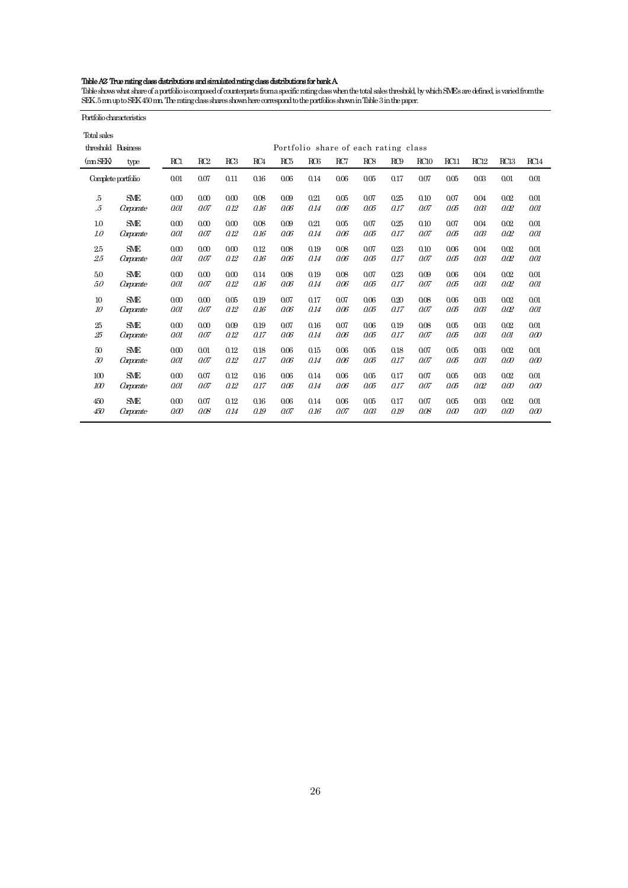**Table A2: True rating class distributions and simulated rating class distributions for bank A.**

Table shows what share of a portfolio is composed of counterparts from a specific rating class when the total sales threshold, by which SMEs are defined, is varied from the SEK .5 mn up to SEK 450 mn. The rating class shares shown here correspond to the portfolios shown in Table 3 in the paper.

| Portfolio characteristics | | | | | | | | | | | | | | | |
|---|---|---|---|---|---|---|---|---|---|---|---|---|---|---|---|
| Total sales threshold (mn SEK) | Business type | Portfolio share of each rating class | | | | | | | | | | | | | |
| | | RC1 | RC2 | RC3 | RC4 | RC5 | RC6 | RC7 | RC8 | RC9 | RC10 | RC11 | RC12 | RC13 | RC14 |
| Complete portfolio | | 0.01 | 0.07 | 0.11 | 0.16 | 0.06 | 0.14 | 0.06 | 0.05 | 0.17 | 0.07 | 0.05 | 0.03 | 0.01 | 0.01 |
| .5 | SME | 0.00 | 0.00 | 0.00 | 0.08 | 0.09 | 0.21 | 0.05 | 0.07 | 0.25 | 0.10 | 0.07 | 0.04 | 0.02 | 0.01 |
| *.5* | *Corporate* | *0.01* | *0.07* | *0.12* | *0.16* | *0.06* | *0.14* | *0.06* | *0.05* | *0.17* | *0.07* | *0.05* | *0.03* | *0.02* | *0.01* |
| 1.0 | SME | 0.00 | 0.00 | 0.00 | 0.08 | 0.09 | 0.21 | 0.05 | 0.07 | 0.25 | 0.10 | 0.07 | 0.04 | 0.02 | 0.01 |
| *1.0* | *Corporate* | *0.01* | *0.07* | *0.12* | *0.16* | *0.06* | *0.14* | *0.06* | *0.05* | *0.17* | *0.07* | *0.05* | *0.03* | *0.02* | *0.01* |
| 2.5 | SME | 0.00 | 0.00 | 0.00 | 0.12 | 0.08 | 0.19 | 0.08 | 0.07 | 0.23 | 0.10 | 0.06 | 0.04 | 0.02 | 0.01 |
| *2.5* | *Corporate* | *0.01* | *0.07* | *0.12* | *0.16* | *0.06* | *0.14* | *0.06* | *0.05* | *0.17* | *0.07* | *0.05* | *0.03* | *0.02* | *0.01* |
| 5.0 | SME | 0.00 | 0.00 | 0.00 | 0.14 | 0.08 | 0.19 | 0.08 | 0.07 | 0.23 | 0.09 | 0.06 | 0.04 | 0.02 | 0.01 |
| *5.0* | *Corporate* | *0.01* | *0.07* | *0.12* | *0.16* | *0.06* | *0.14* | *0.06* | *0.05* | *0.17* | *0.07* | *0.05* | *0.03* | *0.02* | *0.01* |
| 10 | SME | 0.00 | 0.00 | 0.05 | 0.19 | 0.07 | 0.17 | 0.07 | 0.06 | 0.20 | 0.08 | 0.06 | 0.03 | 0.02 | 0.01 |
| *10* | *Corporate* | *0.01* | *0.07* | *0.12* | *0.16* | *0.06* | *0.14* | *0.06* | *0.05* | *0.17* | *0.07* | *0.05* | *0.03* | *0.02* | *0.01* |
| 25 | SME | 0.00 | 0.00 | 0.09 | 0.19 | 0.07 | 0.16 | 0.07 | 0.06 | 0.19 | 0.08 | 0.05 | 0.03 | 0.02 | 0.01 |
| *25* | *Corporate* | *0.01* | *0.07* | *0.12* | *0.17* | *0.06* | *0.14* | *0.06* | *0.05* | *0.17* | *0.07* | *0.05* | *0.03* | *0.01* | *0.00* |
| 50 | SME | 0.00 | 0.01 | 0.12 | 0.18 | 0.06 | 0.15 | 0.06 | 0.05 | 0.18 | 0.07 | 0.05 | 0.03 | 0.02 | 0.01 |
| *50* | *Corporate* | *0.01* | *0.07* | *0.12* | *0.17* | *0.06* | *0.14* | *0.06* | *0.05* | *0.17* | *0.07* | *0.05* | *0.03* | *0.00* | *0.00* |
| 100 | SME | 0.00 | 0.07 | 0.12 | 0.16 | 0.06 | 0.14 | 0.06 | 0.05 | 0.17 | 0.07 | 0.05 | 0.03 | 0.02 | 0.01 |
| *100* | *Corporate* | *0.01* | *0.07* | *0.12* | *0.17* | *0.06* | *0.14* | *0.06* | *0.05* | *0.17* | *0.07* | *0.05* | *0.02* | *0.00* | *0.00* |
| 450 | SME | 0.00 | 0.07 | 0.12 | 0.16 | 0.06 | 0.14 | 0.06 | 0.05 | 0.17 | 0.07 | 0.05 | 0.03 | 0.02 | 0.01 |
| *450* | *Corporate* | *0.00* | *0.08* | *0.14* | *0.19* | *0.07* | *0.16* | *0.07* | *0.03* | *0.19* | *0.08* | *0.00* | *0.00* | *0.00* | *0.00* |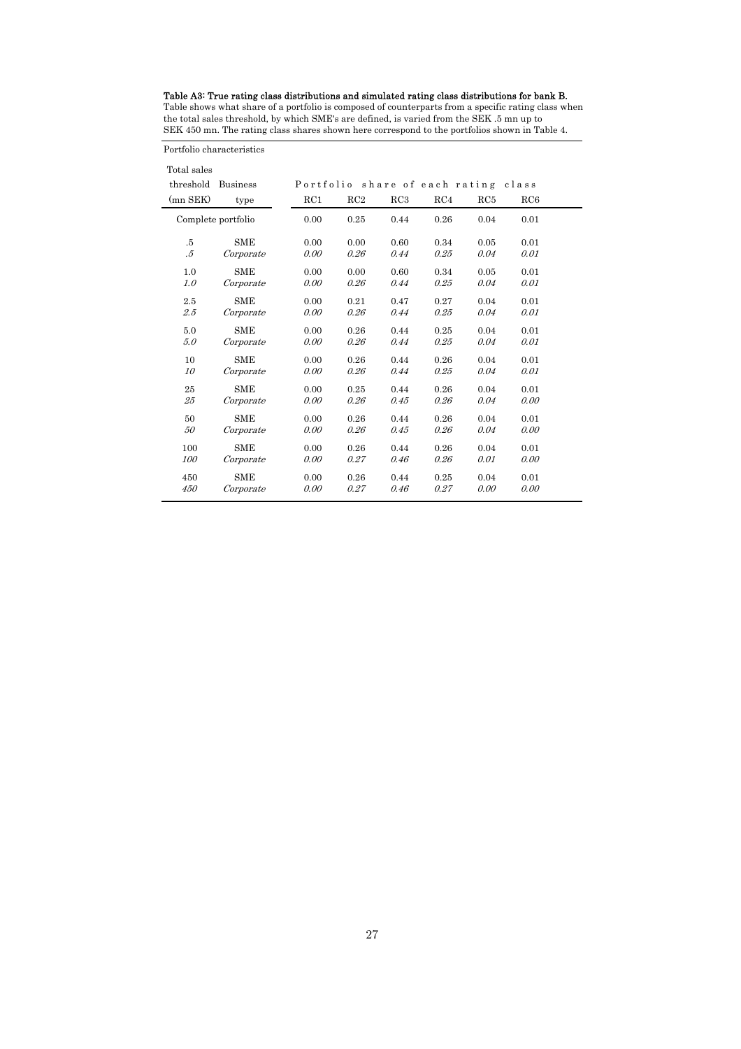**Table A3: True rating class distributions and simulated rating class distributions for bank B.**
Table shows what share of a portfolio is composed of counterparts from a specific rating class when the total sales threshold, by which SME's are defined, is varied from the SEK .5 mn up to SEK 450 mn. The rating class shares shown here correspond to the portfolios shown in Table 4.

| Portfolio characteristics | | Portfolio share of each rating class | | | | | |
|---|---|---|---|---|---|---|---|
| Total sales threshold (mn SEK) | Business type | RC1 | RC2 | RC3 | RC4 | RC5 | RC6 |
| Complete portfolio | | 0.00 | 0.25 | 0.44 | 0.26 | 0.04 | 0.01 |
| .5 | SME | 0.00 | 0.00 | 0.60 | 0.34 | 0.05 | 0.01 |
| *.5* | *Corporate* | *0.00* | *0.26* | *0.44* | *0.25* | *0.04* | *0.01* |
| 1.0 | SME | 0.00 | 0.00 | 0.60 | 0.34 | 0.05 | 0.01 |
| *1.0* | *Corporate* | *0.00* | *0.26* | *0.44* | *0.25* | *0.04* | *0.01* |
| 2.5 | SME | 0.00 | 0.21 | 0.47 | 0.27 | 0.04 | 0.01 |
| *2.5* | *Corporate* | *0.00* | *0.26* | *0.44* | *0.25* | *0.04* | *0.01* |
| 5.0 | SME | 0.00 | 0.26 | 0.44 | 0.25 | 0.04 | 0.01 |
| *5.0* | *Corporate* | *0.00* | *0.26* | *0.44* | *0.25* | *0.04* | *0.01* |
| 10 | SME | 0.00 | 0.26 | 0.44 | 0.26 | 0.04 | 0.01 |
| *10* | *Corporate* | *0.00* | *0.26* | *0.44* | *0.25* | *0.04* | *0.01* |
| 25 | SME | 0.00 | 0.25 | 0.44 | 0.26 | 0.04 | 0.01 |
| *25* | *Corporate* | *0.00* | *0.26* | *0.45* | *0.26* | *0.04* | *0.00* |
| 50 | SME | 0.00 | 0.26 | 0.44 | 0.26 | 0.04 | 0.01 |
| *50* | *Corporate* | *0.00* | *0.26* | *0.45* | *0.26* | *0.04* | *0.00* |
| 100 | SME | 0.00 | 0.26 | 0.44 | 0.26 | 0.04 | 0.01 |
| *100* | *Corporate* | *0.00* | *0.27* | *0.46* | *0.26* | *0.01* | *0.00* |
| 450 | SME | 0.00 | 0.26 | 0.44 | 0.25 | 0.04 | 0.01 |
| *450* | *Corporate* | *0.00* | *0.27* | *0.46* | *0.27* | *0.00* | *0.00* |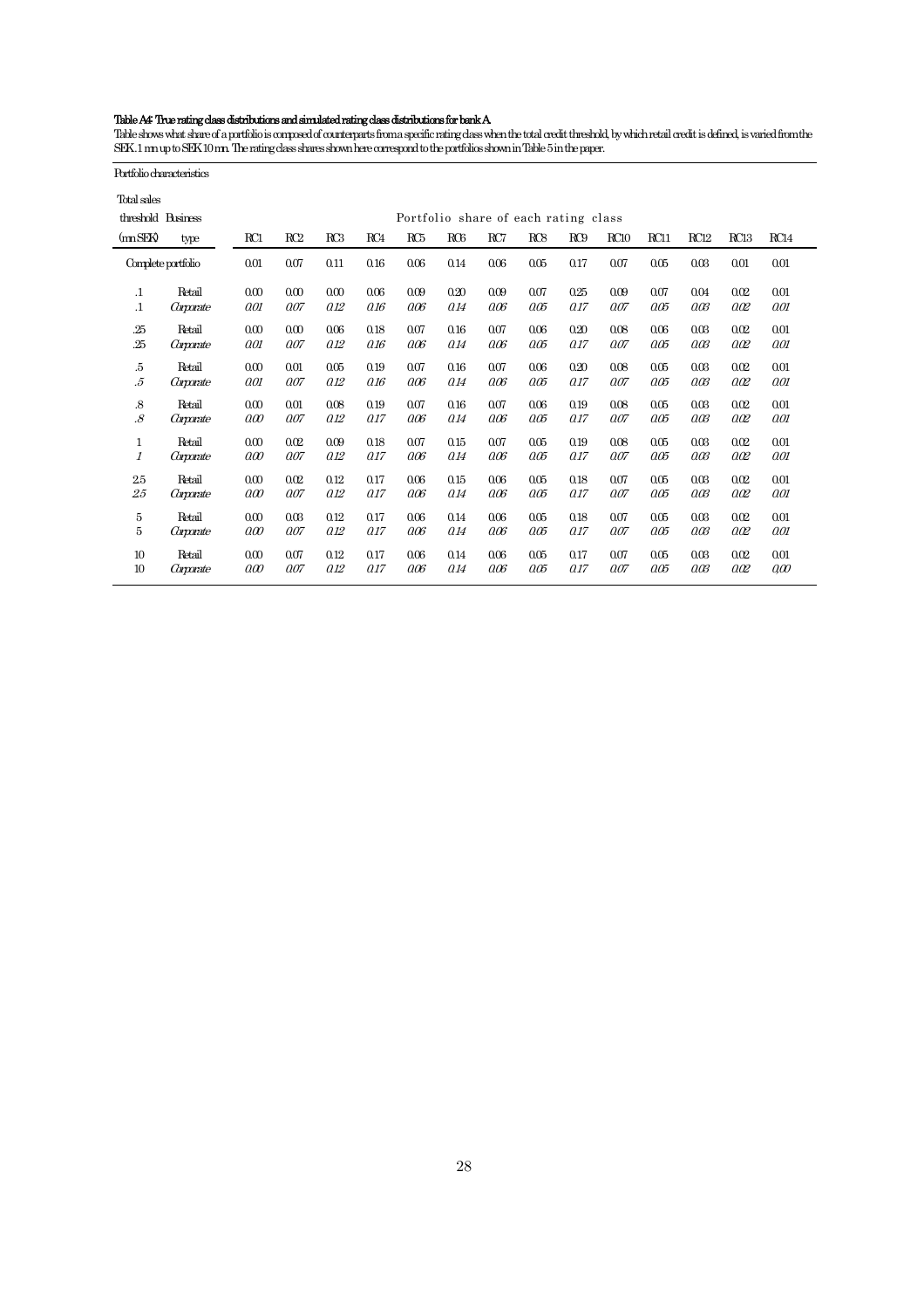**Table A4: True rating class distributions and simulated rating class distributions for bank A.**
Table shows what share of a portfolio is composed of counterparts from a specific rating class when the total credit threshold, by which retail credit is defined, is varied from the SEK .1 mn up to SEK 10 mn. The rating class shares shown here correspond to the portfolios shown in Table 5 in the paper.

| Portfolio characteristics | | | | | | | | | | | | | | | |
|---|---|---|---|---|---|---|---|---|---|---|---|---|---|---|---|
| Total sales threshold (mn SEK) | Business type | Portfolio share of each rating class | | | | | | | | | | | | | |
| | | RC1 | RC2 | RC3 | RC4 | RC5 | RC6 | RC7 | RC8 | RC9 | RC10 | RC11 | RC12 | RC13 | RC14 |
| Complete portfolio | | 0.01 | 0.07 | 0.11 | 0.16 | 0.06 | 0.14 | 0.06 | 0.05 | 0.17 | 0.07 | 0.05 | 0.03 | 0.01 | 0.01 |
| .1 | Retail | 0.00 | 0.00 | 0.00 | 0.06 | 0.09 | 0.20 | 0.09 | 0.07 | 0.25 | 0.09 | 0.07 | 0.04 | 0.02 | 0.01 |
| *.1* | *Corporate* | *0.01* | *0.07* | *0.12* | *0.16* | *0.06* | *0.14* | *0.06* | *0.05* | *0.17* | *0.07* | *0.05* | *0.03* | *0.02* | *0.01* |
| .25 | Retail | 0.00 | 0.00 | 0.06 | 0.18 | 0.07 | 0.16 | 0.07 | 0.06 | 0.20 | 0.08 | 0.06 | 0.03 | 0.02 | 0.01 |
| *.25* | *Corporate* | *0.01* | *0.07* | *0.12* | *0.16* | *0.06* | *0.14* | *0.06* | *0.05* | *0.17* | *0.07* | *0.05* | *0.03* | *0.02* | *0.01* |
| .5 | Retail | 0.00 | 0.01 | 0.05 | 0.19 | 0.07 | 0.16 | 0.07 | 0.06 | 0.20 | 0.08 | 0.05 | 0.03 | 0.02 | 0.01 |
| *.5* | *Corporate* | *0.01* | *0.07* | *0.12* | *0.16* | *0.06* | *0.14* | *0.06* | *0.05* | *0.17* | *0.07* | *0.05* | *0.03* | *0.02* | *0.01* |
| .8 | Retail | 0.00 | 0.01 | 0.08 | 0.19 | 0.07 | 0.16 | 0.07 | 0.06 | 0.19 | 0.08 | 0.05 | 0.03 | 0.02 | 0.01 |
| *.8* | *Corporate* | *0.00* | *0.07* | *0.12* | *0.17* | *0.06* | *0.14* | *0.06* | *0.05* | *0.17* | *0.07* | *0.05* | *0.03* | *0.02* | *0.01* |
| 1 | Retail | 0.00 | 0.02 | 0.09 | 0.18 | 0.07 | 0.15 | 0.07 | 0.05 | 0.19 | 0.08 | 0.05 | 0.03 | 0.02 | 0.01 |
| *1* | *Corporate* | *0.00* | *0.07* | *0.12* | *0.17* | *0.06* | *0.14* | *0.06* | *0.05* | *0.17* | *0.07* | *0.05* | *0.03* | *0.02* | *0.01* |
| 2.5 | Retail | 0.00 | 0.02 | 0.12 | 0.17 | 0.06 | 0.15 | 0.06 | 0.05 | 0.18 | 0.07 | 0.05 | 0.03 | 0.02 | 0.01 |
| *2.5* | *Corporate* | *0.00* | *0.07* | *0.12* | *0.17* | *0.06* | *0.14* | *0.06* | *0.05* | *0.17* | *0.07* | *0.05* | *0.03* | *0.02* | *0.01* |
| 5 | Retail | 0.00 | 0.03 | 0.12 | 0.17 | 0.06 | 0.14 | 0.06 | 0.05 | 0.18 | 0.07 | 0.05 | 0.03 | 0.02 | 0.01 |
| 5 | *Corporate* | *0.00* | *0.07* | *0.12* | *0.17* | *0.06* | *0.14* | *0.06* | *0.05* | *0.17* | *0.07* | *0.05* | *0.03* | *0.02* | *0.01* |
| 10 | Retail | 0.00 | 0.07 | 0.12 | 0.17 | 0.06 | 0.14 | 0.06 | 0.05 | 0.17 | 0.07 | 0.05 | 0.03 | 0.02 | 0.01 |
| 10 | *Corporate* | *0.00* | *0.07* | *0.12* | *0.17* | *0.06* | *0.14* | *0.06* | *0.05* | *0.17* | *0.07* | *0.05* | *0.03* | *0.02* | *0.00* |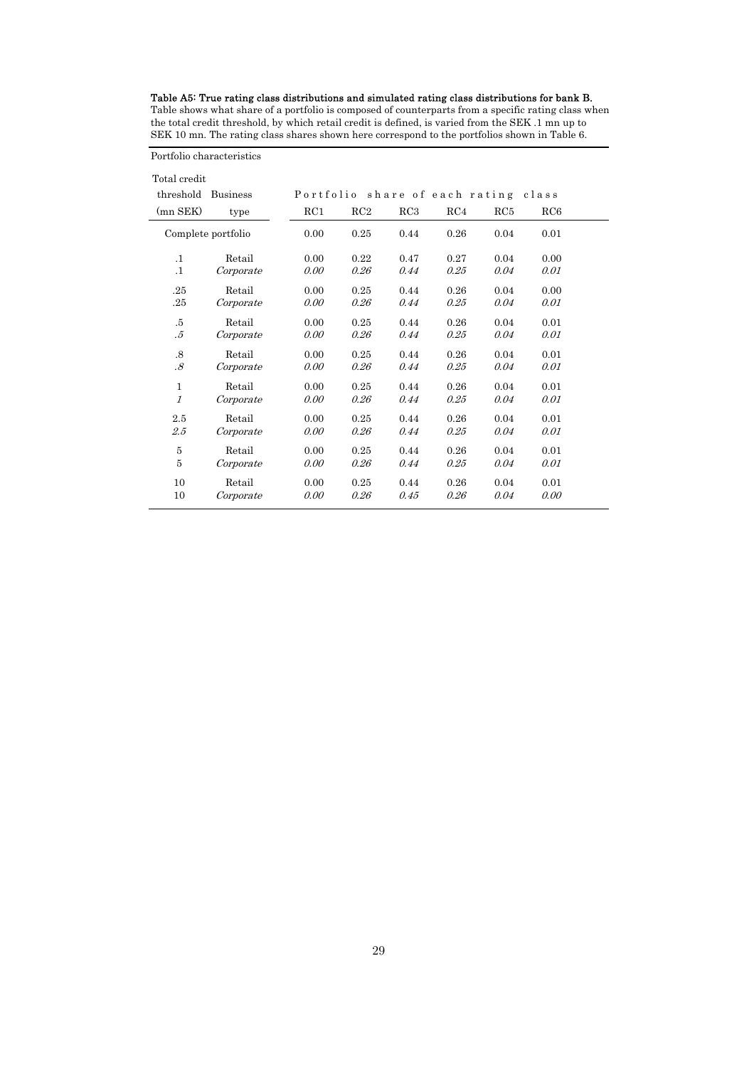**Table A5: True rating class distributions and simulated rating class distributions for bank B.**
Table shows what share of a portfolio is composed of counterparts from a specific rating class when the total credit threshold, by which retail credit is defined, is varied from the SEK .1 mn up to SEK 10 mn. The rating class shares shown here correspond to the portfolios shown in Table 6.

| Portfolio characteristics | | | | | | | | |
|---|---|---|---|---|---|---|---|---|
| Total credit threshold (mn SEK) | Business type | Portfolio share of each rating class | | | | | | |
| | | RC1 | RC2 | RC3 | RC4 | RC5 | RC6 |
| Complete portfolio | | 0.00 | 0.25 | 0.44 | 0.26 | 0.04 | 0.01 |
| .1 | Retail | 0.00 | 0.22 | 0.47 | 0.27 | 0.04 | 0.00 |
| .1 | *Corporate* | *0.00* | *0.26* | *0.44* | *0.25* | *0.04* | *0.01* |
| .25 | Retail | 0.00 | 0.25 | 0.44 | 0.26 | 0.04 | 0.00 |
| .25 | *Corporate* | *0.00* | *0.26* | *0.44* | *0.25* | *0.04* | *0.01* |
| .5 | Retail | 0.00 | 0.25 | 0.44 | 0.26 | 0.04 | 0.01 |
| *.5* | *Corporate* | *0.00* | *0.26* | *0.44* | *0.25* | *0.04* | *0.01* |
| .8 | Retail | 0.00 | 0.25 | 0.44 | 0.26 | 0.04 | 0.01 |
| *.8* | *Corporate* | *0.00* | *0.26* | *0.44* | *0.25* | *0.04* | *0.01* |
| 1 | Retail | 0.00 | 0.25 | 0.44 | 0.26 | 0.04 | 0.01 |
| *1* | *Corporate* | *0.00* | *0.26* | *0.44* | *0.25* | *0.04* | *0.01* |
| 2.5 | Retail | 0.00 | 0.25 | 0.44 | 0.26 | 0.04 | 0.01 |
| *2.5* | *Corporate* | *0.00* | *0.26* | *0.44* | *0.25* | *0.04* | *0.01* |
| 5 | Retail | 0.00 | 0.25 | 0.44 | 0.26 | 0.04 | 0.01 |
| 5 | *Corporate* | *0.00* | *0.26* | *0.44* | *0.25* | *0.04* | *0.01* |
| 10 | Retail | 0.00 | 0.25 | 0.44 | 0.26 | 0.04 | 0.01 |
| 10 | *Corporate* | *0.00* | *0.26* | *0.45* | *0.26* | *0.04* | *0.00* |